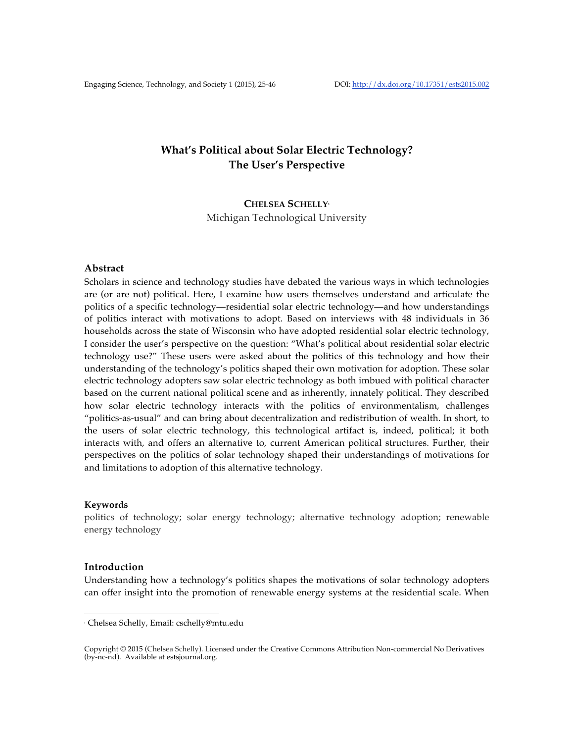# What's Political about Solar Electric Technology? The User's Perspective

**CHELSEA SCHELLY**[1]
Michigan Technological University

## Abstract

Scholars in science and technology studies have debated the various ways in which technologies are (or are not) political. Here, I examine how users themselves understand and articulate the politics of a specific technology—residential solar electric technology—and how understandings of politics interact with motivations to adopt. Based on interviews with 48 individuals in 36 households across the state of Wisconsin who have adopted residential solar electric technology, I consider the user's perspective on the question: "What's political about residential solar electric technology use?" These users were asked about the politics of this technology and how their understanding of the technology's politics shaped their own motivation for adoption. These solar electric technology adopters saw solar electric technology as both imbued with political character based on the current national political scene and as inherently, innately political. They described how solar electric technology interacts with the politics of environmentalism, challenges "politics-as-usual" and can bring about decentralization and redistribution of wealth. In short, to the users of solar electric technology, this technological artifact is, indeed, political; it both interacts with, and offers an alternative to, current American political structures. Further, their perspectives on the politics of solar technology shaped their understandings of motivations for and limitations to adoption of this alternative technology.

### Keywords

politics of technology; solar energy technology; alternative technology adoption; renewable energy technology

## Introduction

Understanding how a technology's politics shapes the motivations of solar technology adopters can offer insight into the promotion of renewable energy systems at the residential scale. When

---

[1] Chelsea Schelly, Email: cschelly@mtu.edu

Copyright © 2015 (Chelsea Schelly). Licensed under the Creative Commons Attribution Non-commercial No Derivatives (by-nc-nd). Available at estsjournal.org.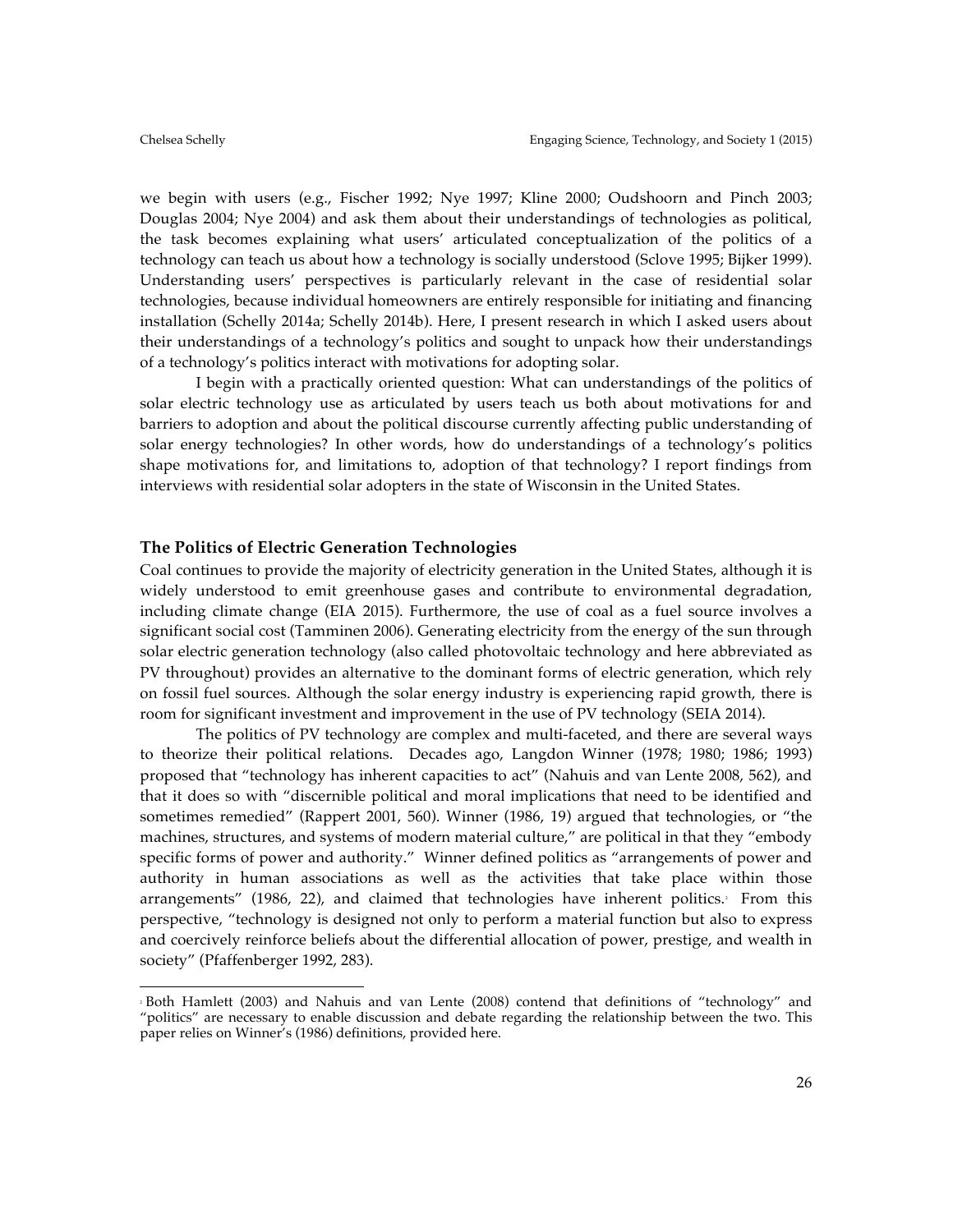we begin with users (e.g., Fischer 1992; Nye 1997; Kline 2000; Oudshoorn and Pinch 2003; Douglas 2004; Nye 2004) and ask them about their understandings of technologies as political, the task becomes explaining what users' articulated conceptualization of the politics of a technology can teach us about how a technology is socially understood (Sclove 1995; Bijker 1999). Understanding users' perspectives is particularly relevant in the case of residential solar technologies, because individual homeowners are entirely responsible for initiating and financing installation (Schelly 2014a; Schelly 2014b). Here, I present research in which I asked users about their understandings of a technology's politics and sought to unpack how their understandings of a technology's politics interact with motivations for adopting solar.

I begin with a practically oriented question: What can understandings of the politics of solar electric technology use as articulated by users teach us both about motivations for and barriers to adoption and about the political discourse currently affecting public understanding of solar energy technologies? In other words, how do understandings of a technology's politics shape motivations for, and limitations to, adoption of that technology? I report findings from interviews with residential solar adopters in the state of Wisconsin in the United States.

## The Politics of Electric Generation Technologies

Coal continues to provide the majority of electricity generation in the United States, although it is widely understood to emit greenhouse gases and contribute to environmental degradation, including climate change (EIA 2015). Furthermore, the use of coal as a fuel source involves a significant social cost (Tamminen 2006). Generating electricity from the energy of the sun through solar electric generation technology (also called photovoltaic technology and here abbreviated as PV throughout) provides an alternative to the dominant forms of electric generation, which rely on fossil fuel sources. Although the solar energy industry is experiencing rapid growth, there is room for significant investment and improvement in the use of PV technology (SEIA 2014).

The politics of PV technology are complex and multi-faceted, and there are several ways to theorize their political relations. Decades ago, Langdon Winner (1978; 1980; 1986; 1993) proposed that "technology has inherent capacities to act" (Nahuis and van Lente 2008, 562), and that it does so with "discernible political and moral implications that need to be identified and sometimes remedied" (Rappert 2001, 560). Winner (1986, 19) argued that technologies, or "the machines, structures, and systems of modern material culture," are political in that they "embody specific forms of power and authority." Winner defined politics as "arrangements of power and authority in human associations as well as the activities that take place within those arrangements" (1986, 22), and claimed that technologies have inherent politics.[2] From this perspective, "technology is designed not only to perform a material function but also to express and coercively reinforce beliefs about the differential allocation of power, prestige, and wealth in society" (Pfaffenberger 1992, 283).

[2] Both Hamlett (2003) and Nahuis and van Lente (2008) contend that definitions of "technology" and "politics" are necessary to enable discussion and debate regarding the relationship between the two. This paper relies on Winner's (1986) definitions, provided here.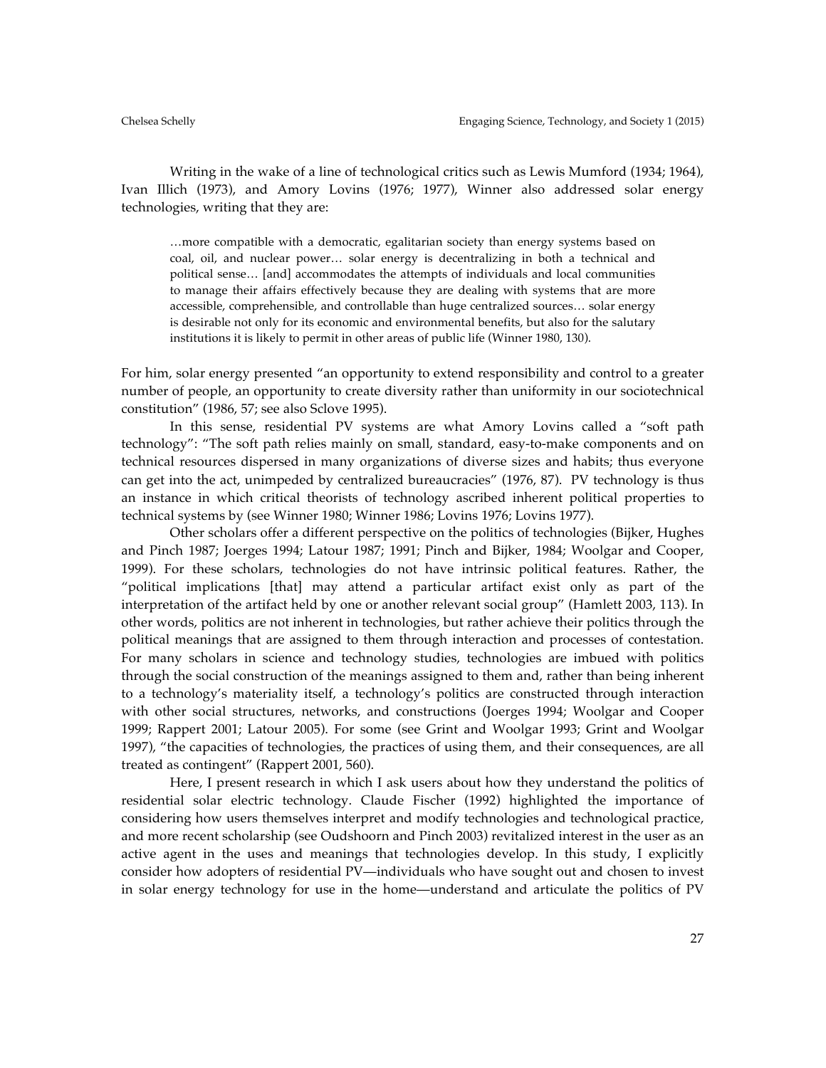Writing in the wake of a line of technological critics such as Lewis Mumford (1934; 1964), Ivan Illich (1973), and Amory Lovins (1976; 1977), Winner also addressed solar energy technologies, writing that they are:

> …more compatible with a democratic, egalitarian society than energy systems based on coal, oil, and nuclear power… solar energy is decentralizing in both a technical and political sense… [and] accommodates the attempts of individuals and local communities to manage their affairs effectively because they are dealing with systems that are more accessible, comprehensible, and controllable than huge centralized sources… solar energy is desirable not only for its economic and environmental benefits, but also for the salutary institutions it is likely to permit in other areas of public life (Winner 1980, 130).

For him, solar energy presented "an opportunity to extend responsibility and control to a greater number of people, an opportunity to create diversity rather than uniformity in our sociotechnical constitution" (1986, 57; see also Sclove 1995).

In this sense, residential PV systems are what Amory Lovins called a "soft path technology": "The soft path relies mainly on small, standard, easy-to-make components and on technical resources dispersed in many organizations of diverse sizes and habits; thus everyone can get into the act, unimpeded by centralized bureaucracies" (1976, 87). PV technology is thus an instance in which critical theorists of technology ascribed inherent political properties to technical systems by (see Winner 1980; Winner 1986; Lovins 1976; Lovins 1977).

Other scholars offer a different perspective on the politics of technologies (Bijker, Hughes and Pinch 1987; Joerges 1994; Latour 1987; 1991; Pinch and Bijker, 1984; Woolgar and Cooper, 1999). For these scholars, technologies do not have intrinsic political features. Rather, the "political implications [that] may attend a particular artifact exist only as part of the interpretation of the artifact held by one or another relevant social group" (Hamlett 2003, 113). In other words, politics are not inherent in technologies, but rather achieve their politics through the political meanings that are assigned to them through interaction and processes of contestation. For many scholars in science and technology studies, technologies are imbued with politics through the social construction of the meanings assigned to them and, rather than being inherent to a technology's materiality itself, a technology's politics are constructed through interaction with other social structures, networks, and constructions (Joerges 1994; Woolgar and Cooper 1999; Rappert 2001; Latour 2005). For some (see Grint and Woolgar 1993; Grint and Woolgar 1997), "the capacities of technologies, the practices of using them, and their consequences, are all treated as contingent" (Rappert 2001, 560).

Here, I present research in which I ask users about how they understand the politics of residential solar electric technology. Claude Fischer (1992) highlighted the importance of considering how users themselves interpret and modify technologies and technological practice, and more recent scholarship (see Oudshoorn and Pinch 2003) revitalized interest in the user as an active agent in the uses and meanings that technologies develop. In this study, I explicitly consider how adopters of residential PV—individuals who have sought out and chosen to invest in solar energy technology for use in the home—understand and articulate the politics of PV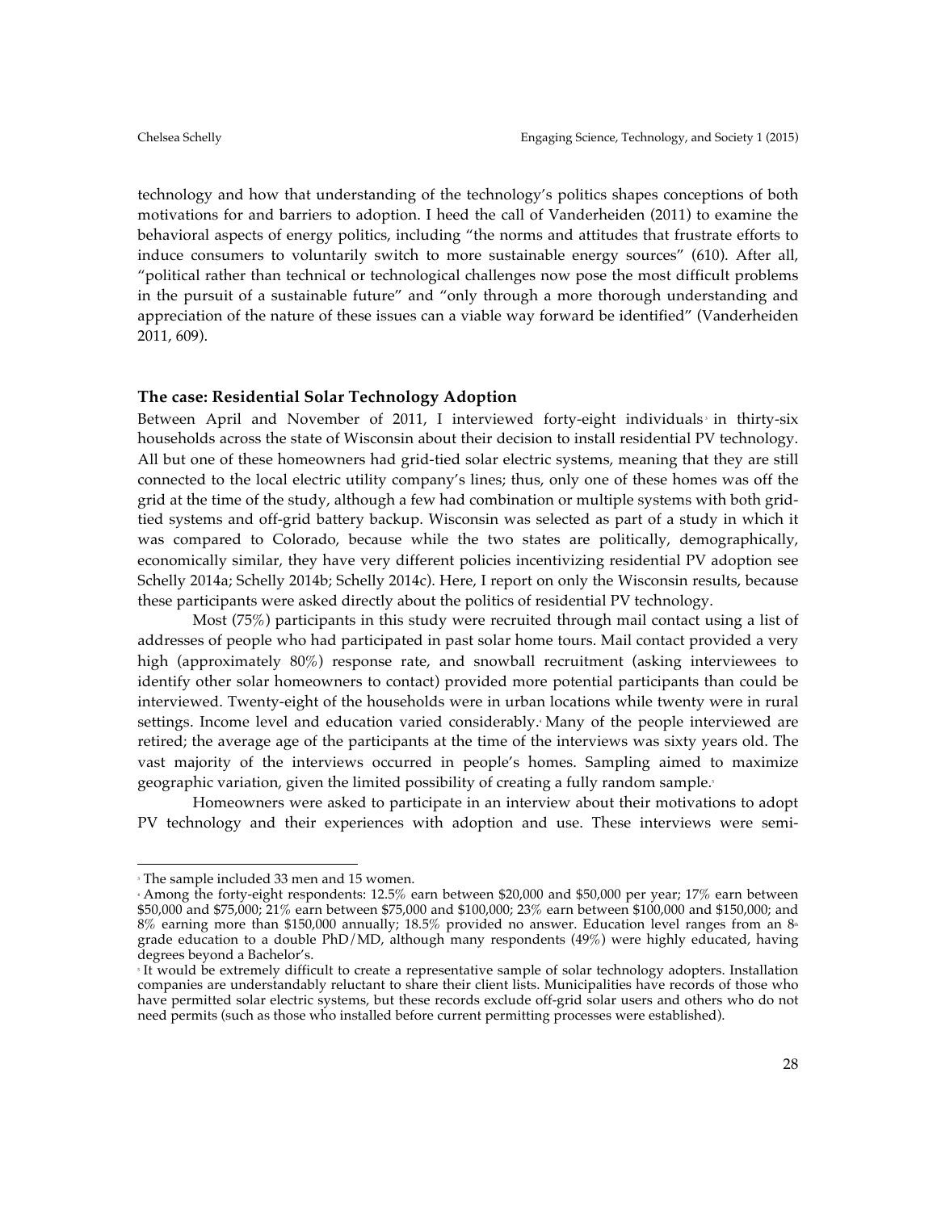technology and how that understanding of the technology's politics shapes conceptions of both motivations for and barriers to adoption. I heed the call of Vanderheiden (2011) to examine the behavioral aspects of energy politics, including "the norms and attitudes that frustrate efforts to induce consumers to voluntarily switch to more sustainable energy sources" (610). After all, "political rather than technical or technological challenges now pose the most difficult problems in the pursuit of a sustainable future" and "only through a more thorough understanding and appreciation of the nature of these issues can a viable way forward be identified" (Vanderheiden 2011, 609).

## The case: Residential Solar Technology Adoption

Between April and November of 2011, I interviewed forty-eight individuals[3] in thirty-six households across the state of Wisconsin about their decision to install residential PV technology. All but one of these homeowners had grid-tied solar electric systems, meaning that they are still connected to the local electric utility company's lines; thus, only one of these homes was off the grid at the time of the study, although a few had combination or multiple systems with both grid-tied systems and off-grid battery backup. Wisconsin was selected as part of a study in which it was compared to Colorado, because while the two states are politically, demographically, economically similar, they have very different policies incentivizing residential PV adoption see Schelly 2014a; Schelly 2014b; Schelly 2014c). Here, I report on only the Wisconsin results, because these participants were asked directly about the politics of residential PV technology.

Most (75%) participants in this study were recruited through mail contact using a list of addresses of people who had participated in past solar home tours. Mail contact provided a very high (approximately 80%) response rate, and snowball recruitment (asking interviewees to identify other solar homeowners to contact) provided more potential participants than could be interviewed. Twenty-eight of the households were in urban locations while twenty were in rural settings. Income level and education varied considerably.[4] Many of the people interviewed are retired; the average age of the participants at the time of the interviews was sixty years old. The vast majority of the interviews occurred in people's homes. Sampling aimed to maximize geographic variation, given the limited possibility of creating a fully random sample.[5]

Homeowners were asked to participate in an interview about their motivations to adopt PV technology and their experiences with adoption and use. These interviews were semi-

---

[3] The sample included 33 men and 15 women.

[4] Among the forty-eight respondents: 12.5% earn between $20,000 and $50,000 per year; 17% earn between $50,000 and $75,000; 21% earn between $75,000 and $100,000; 23% earn between $100,000 and $150,000; and 8% earning more than $150,000 annually; 18.5% provided no answer. Education level ranges from an 8th grade education to a double PhD/MD, although many respondents (49%) were highly educated, having degrees beyond a Bachelor's.

[5] It would be extremely difficult to create a representative sample of solar technology adopters. Installation companies are understandably reluctant to share their client lists. Municipalities have records of those who have permitted solar electric systems, but these records exclude off-grid solar users and others who do not need permits (such as those who installed before current permitting processes were established).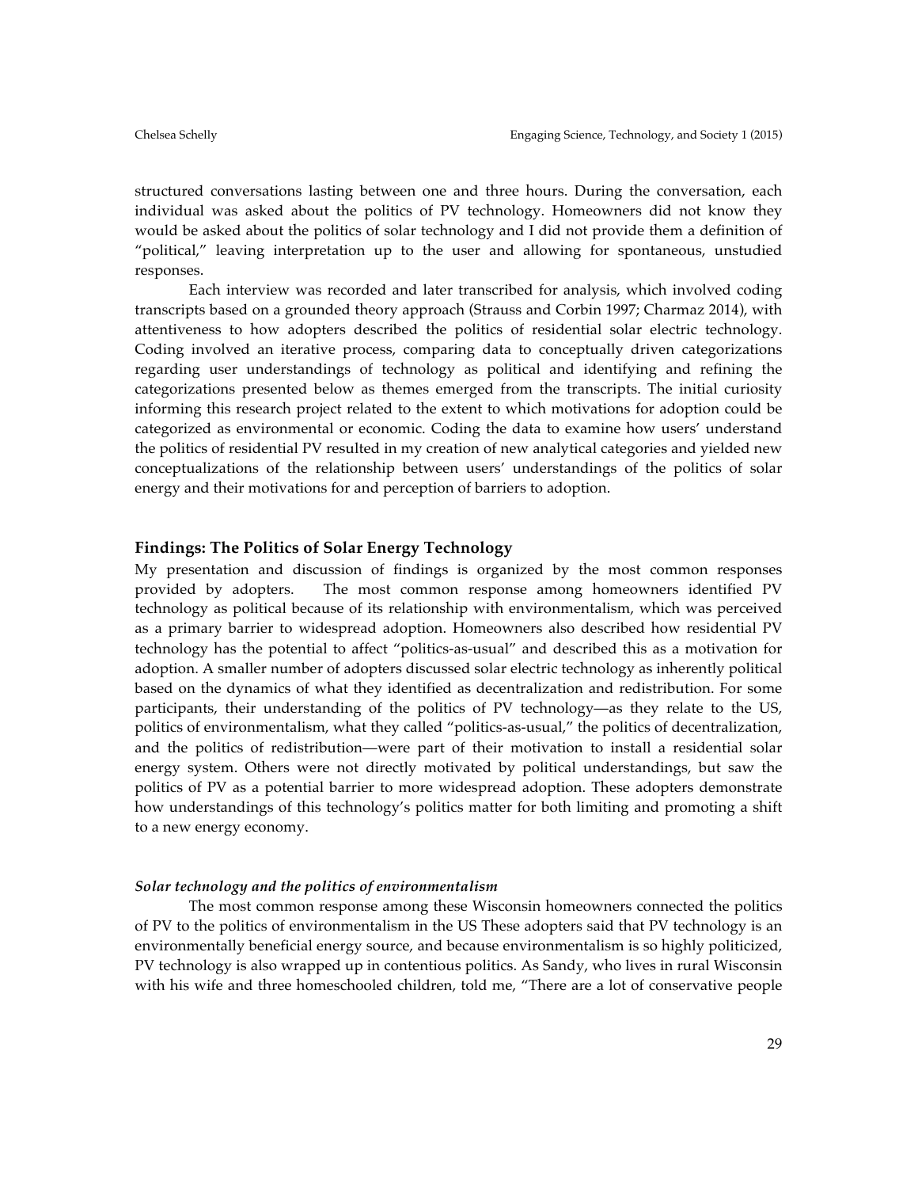structured conversations lasting between one and three hours. During the conversation, each individual was asked about the politics of PV technology. Homeowners did not know they would be asked about the politics of solar technology and I did not provide them a definition of "political," leaving interpretation up to the user and allowing for spontaneous, unstudied responses.

Each interview was recorded and later transcribed for analysis, which involved coding transcripts based on a grounded theory approach (Strauss and Corbin 1997; Charmaz 2014), with attentiveness to how adopters described the politics of residential solar electric technology. Coding involved an iterative process, comparing data to conceptually driven categorizations regarding user understandings of technology as political and identifying and refining the categorizations presented below as themes emerged from the transcripts. The initial curiosity informing this research project related to the extent to which motivations for adoption could be categorized as environmental or economic. Coding the data to examine how users' understand the politics of residential PV resulted in my creation of new analytical categories and yielded new conceptualizations of the relationship between users' understandings of the politics of solar energy and their motivations for and perception of barriers to adoption.

## Findings: The Politics of Solar Energy Technology

My presentation and discussion of findings is organized by the most common responses provided by adopters. The most common response among homeowners identified PV technology as political because of its relationship with environmentalism, which was perceived as a primary barrier to widespread adoption. Homeowners also described how residential PV technology has the potential to affect "politics-as-usual" and described this as a motivation for adoption. A smaller number of adopters discussed solar electric technology as inherently political based on the dynamics of what they identified as decentralization and redistribution. For some participants, their understanding of the politics of PV technology—as they relate to the US, politics of environmentalism, what they called "politics-as-usual," the politics of decentralization, and the politics of redistribution—were part of their motivation to install a residential solar energy system. Others were not directly motivated by political understandings, but saw the politics of PV as a potential barrier to more widespread adoption. These adopters demonstrate how understandings of this technology's politics matter for both limiting and promoting a shift to a new energy economy.

### *Solar technology and the politics of environmentalism*

The most common response among these Wisconsin homeowners connected the politics of PV to the politics of environmentalism in the US These adopters said that PV technology is an environmentally beneficial energy source, and because environmentalism is so highly politicized, PV technology is also wrapped up in contentious politics. As Sandy, who lives in rural Wisconsin with his wife and three homeschooled children, told me, "There are a lot of conservative people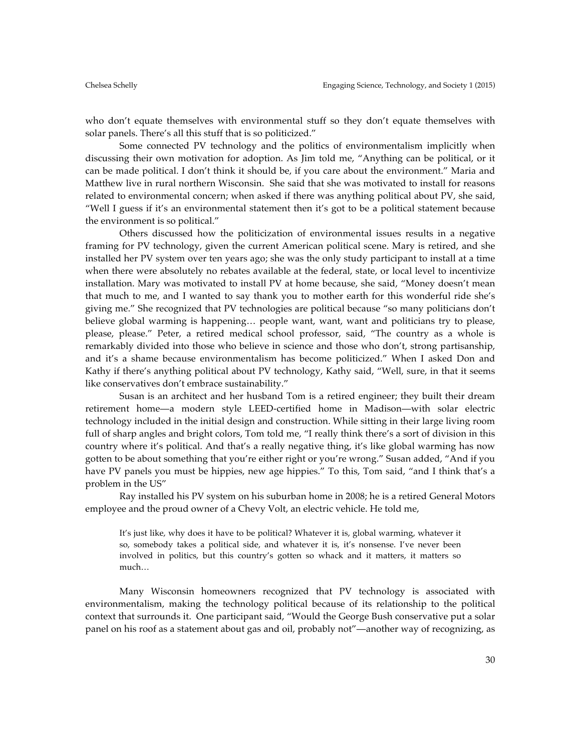who don't equate themselves with environmental stuff so they don't equate themselves with solar panels. There's all this stuff that is so politicized."

Some connected PV technology and the politics of environmentalism implicitly when discussing their own motivation for adoption. As Jim told me, "Anything can be political, or it can be made political. I don't think it should be, if you care about the environment." Maria and Matthew live in rural northern Wisconsin. She said that she was motivated to install for reasons related to environmental concern; when asked if there was anything political about PV, she said, "Well I guess if it's an environmental statement then it's got to be a political statement because the environment is so political."

Others discussed how the politicization of environmental issues results in a negative framing for PV technology, given the current American political scene. Mary is retired, and she installed her PV system over ten years ago; she was the only study participant to install at a time when there were absolutely no rebates available at the federal, state, or local level to incentivize installation. Mary was motivated to install PV at home because, she said, "Money doesn't mean that much to me, and I wanted to say thank you to mother earth for this wonderful ride she's giving me." She recognized that PV technologies are political because "so many politicians don't believe global warming is happening… people want, want, want and politicians try to please, please, please." Peter, a retired medical school professor, said, "The country as a whole is remarkably divided into those who believe in science and those who don't, strong partisanship, and it's a shame because environmentalism has become politicized." When I asked Don and Kathy if there's anything political about PV technology, Kathy said, "Well, sure, in that it seems like conservatives don't embrace sustainability."

Susan is an architect and her husband Tom is a retired engineer; they built their dream retirement home—a modern style LEED-certified home in Madison—with solar electric technology included in the initial design and construction. While sitting in their large living room full of sharp angles and bright colors, Tom told me, "I really think there's a sort of division in this country where it's political. And that's a really negative thing, it's like global warming has now gotten to be about something that you're either right or you're wrong." Susan added, "And if you have PV panels you must be hippies, new age hippies." To this, Tom said, "and I think that's a problem in the US"

Ray installed his PV system on his suburban home in 2008; he is a retired General Motors employee and the proud owner of a Chevy Volt, an electric vehicle. He told me,

> It's just like, why does it have to be political? Whatever it is, global warming, whatever it so, somebody takes a political side, and whatever it is, it's nonsense. I've never been involved in politics, but this country's gotten so whack and it matters, it matters so much…

Many Wisconsin homeowners recognized that PV technology is associated with environmentalism, making the technology political because of its relationship to the political context that surrounds it. One participant said, "Would the George Bush conservative put a solar panel on his roof as a statement about gas and oil, probably not"—another way of recognizing, as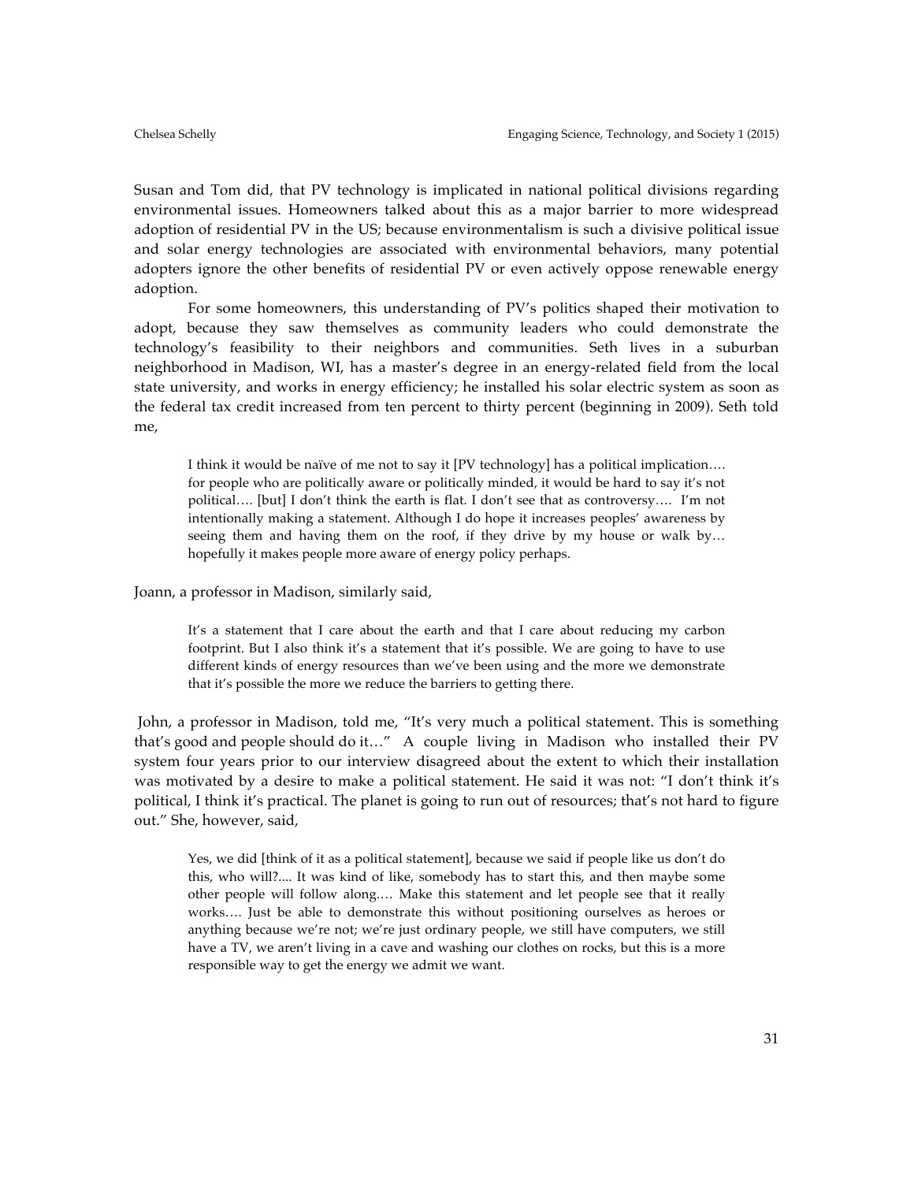Susan and Tom did, that PV technology is implicated in national political divisions regarding environmental issues. Homeowners talked about this as a major barrier to more widespread adoption of residential PV in the US; because environmentalism is such a divisive political issue and solar energy technologies are associated with environmental behaviors, many potential adopters ignore the other benefits of residential PV or even actively oppose renewable energy adoption.

For some homeowners, this understanding of PV's politics shaped their motivation to adopt, because they saw themselves as community leaders who could demonstrate the technology's feasibility to their neighbors and communities. Seth lives in a suburban neighborhood in Madison, WI, has a master's degree in an energy-related field from the local state university, and works in energy efficiency; he installed his solar electric system as soon as the federal tax credit increased from ten percent to thirty percent (beginning in 2009). Seth told me,

> I think it would be naïve of me not to say it [PV technology] has a political implication…. for people who are politically aware or politically minded, it would be hard to say it's not political…. [but] I don't think the earth is flat. I don't see that as controversy…. I'm not intentionally making a statement. Although I do hope it increases peoples' awareness by seeing them and having them on the roof, if they drive by my house or walk by… hopefully it makes people more aware of energy policy perhaps.

Joann, a professor in Madison, similarly said,

> It's a statement that I care about the earth and that I care about reducing my carbon footprint. But I also think it's a statement that it's possible. We are going to have to use different kinds of energy resources than we've been using and the more we demonstrate that it's possible the more we reduce the barriers to getting there.

John, a professor in Madison, told me, "It's very much a political statement. This is something that's good and people should do it…" A couple living in Madison who installed their PV system four years prior to our interview disagreed about the extent to which their installation was motivated by a desire to make a political statement. He said it was not: "I don't think it's political, I think it's practical. The planet is going to run out of resources; that's not hard to figure out." She, however, said,

> Yes, we did [think of it as a political statement], because we said if people like us don't do this, who will?.... It was kind of like, somebody has to start this, and then maybe some other people will follow along.… Make this statement and let people see that it really works…. Just be able to demonstrate this without positioning ourselves as heroes or anything because we're not; we're just ordinary people, we still have computers, we still have a TV, we aren't living in a cave and washing our clothes on rocks, but this is a more responsible way to get the energy we admit we want.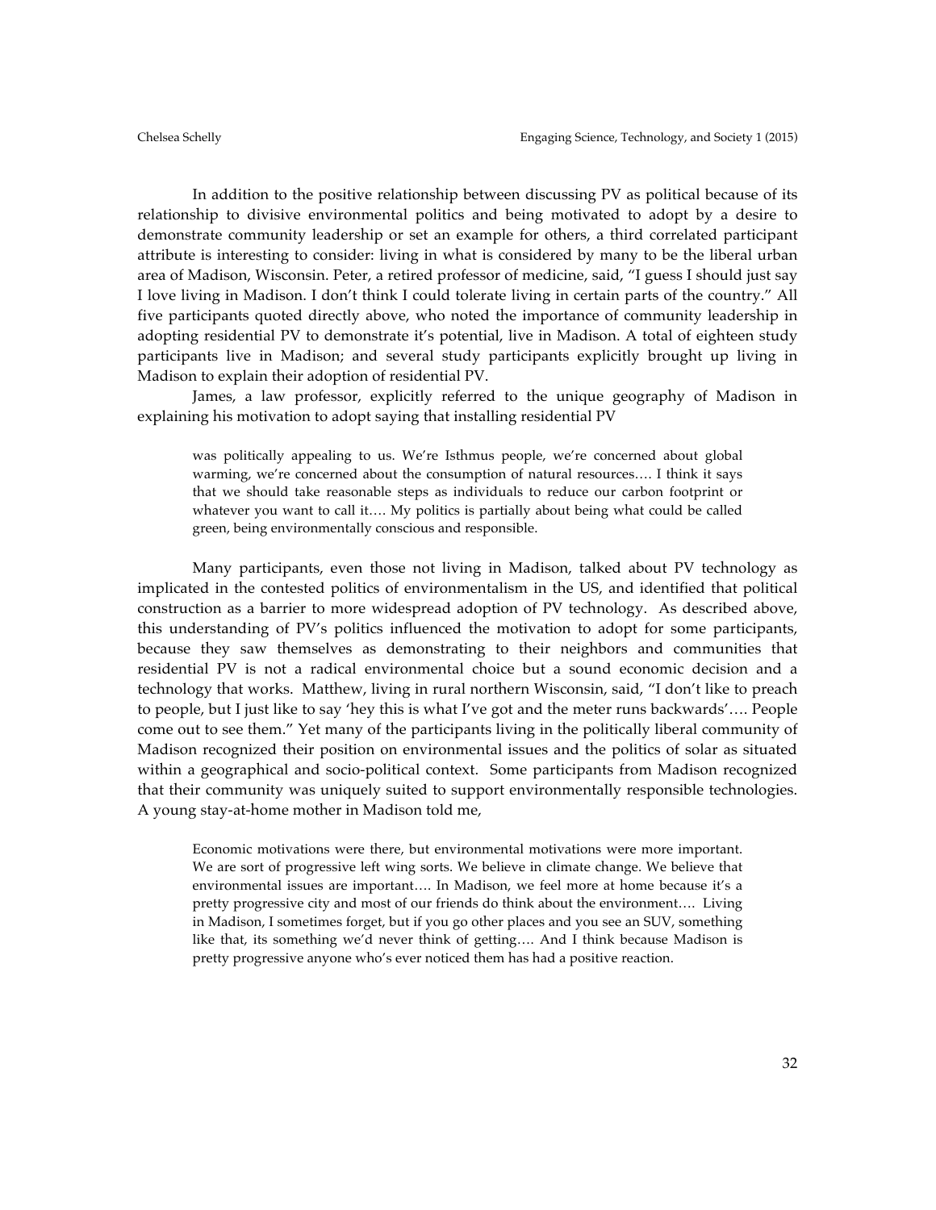In addition to the positive relationship between discussing PV as political because of its relationship to divisive environmental politics and being motivated to adopt by a desire to demonstrate community leadership or set an example for others, a third correlated participant attribute is interesting to consider: living in what is considered by many to be the liberal urban area of Madison, Wisconsin. Peter, a retired professor of medicine, said, "I guess I should just say I love living in Madison. I don't think I could tolerate living in certain parts of the country." All five participants quoted directly above, who noted the importance of community leadership in adopting residential PV to demonstrate it's potential, live in Madison. A total of eighteen study participants live in Madison; and several study participants explicitly brought up living in Madison to explain their adoption of residential PV.

James, a law professor, explicitly referred to the unique geography of Madison in explaining his motivation to adopt saying that installing residential PV

> was politically appealing to us. We're Isthmus people, we're concerned about global warming, we're concerned about the consumption of natural resources…. I think it says that we should take reasonable steps as individuals to reduce our carbon footprint or whatever you want to call it…. My politics is partially about being what could be called green, being environmentally conscious and responsible.

Many participants, even those not living in Madison, talked about PV technology as implicated in the contested politics of environmentalism in the US, and identified that political construction as a barrier to more widespread adoption of PV technology. As described above, this understanding of PV's politics influenced the motivation to adopt for some participants, because they saw themselves as demonstrating to their neighbors and communities that residential PV is not a radical environmental choice but a sound economic decision and a technology that works. Matthew, living in rural northern Wisconsin, said, "I don't like to preach to people, but I just like to say 'hey this is what I've got and the meter runs backwards'…. People come out to see them." Yet many of the participants living in the politically liberal community of Madison recognized their position on environmental issues and the politics of solar as situated within a geographical and socio-political context. Some participants from Madison recognized that their community was uniquely suited to support environmentally responsible technologies. A young stay-at-home mother in Madison told me,

> Economic motivations were there, but environmental motivations were more important. We are sort of progressive left wing sorts. We believe in climate change. We believe that environmental issues are important…. In Madison, we feel more at home because it's a pretty progressive city and most of our friends do think about the environment…. Living in Madison, I sometimes forget, but if you go other places and you see an SUV, something like that, its something we'd never think of getting…. And I think because Madison is pretty progressive anyone who's ever noticed them has had a positive reaction.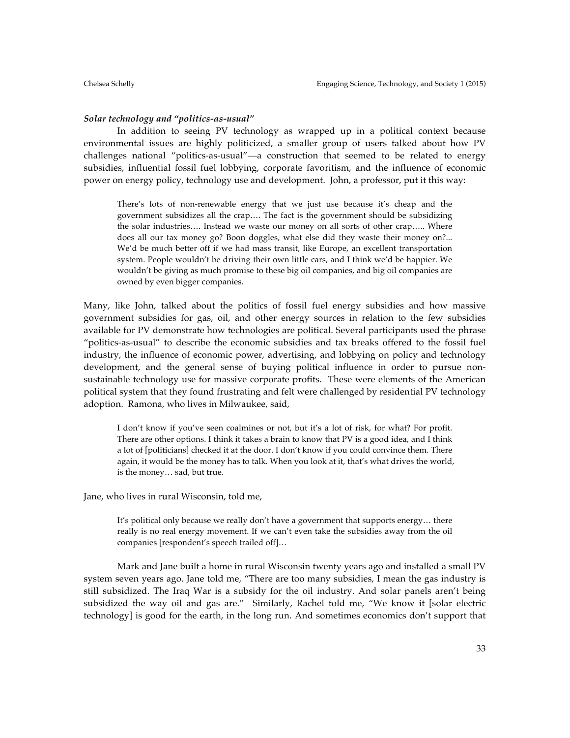***Solar technology and "politics-as-usual"***

In addition to seeing PV technology as wrapped up in a political context because environmental issues are highly politicized, a smaller group of users talked about how PV challenges national "politics-as-usual"—a construction that seemed to be related to energy subsidies, influential fossil fuel lobbying, corporate favoritism, and the influence of economic power on energy policy, technology use and development. John, a professor, put it this way:

> There's lots of non-renewable energy that we just use because it's cheap and the government subsidizes all the crap…. The fact is the government should be subsidizing the solar industries…. Instead we waste our money on all sorts of other crap….. Where does all our tax money go? Boon doggles, what else did they waste their money on?... We'd be much better off if we had mass transit, like Europe, an excellent transportation system. People wouldn't be driving their own little cars, and I think we'd be happier. We wouldn't be giving as much promise to these big oil companies, and big oil companies are owned by even bigger companies.

Many, like John, talked about the politics of fossil fuel energy subsidies and how massive government subsidies for gas, oil, and other energy sources in relation to the few subsidies available for PV demonstrate how technologies are political. Several participants used the phrase "politics-as-usual" to describe the economic subsidies and tax breaks offered to the fossil fuel industry, the influence of economic power, advertising, and lobbying on policy and technology development, and the general sense of buying political influence in order to pursue non-sustainable technology use for massive corporate profits. These were elements of the American political system that they found frustrating and felt were challenged by residential PV technology adoption. Ramona, who lives in Milwaukee, said,

> I don't know if you've seen coalmines or not, but it's a lot of risk, for what? For profit. There are other options. I think it takes a brain to know that PV is a good idea, and I think a lot of [politicians] checked it at the door. I don't know if you could convince them. There again, it would be the money has to talk. When you look at it, that's what drives the world, is the money… sad, but true.

Jane, who lives in rural Wisconsin, told me,

> It's political only because we really don't have a government that supports energy… there really is no real energy movement. If we can't even take the subsidies away from the oil companies [respondent's speech trailed off]…

Mark and Jane built a home in rural Wisconsin twenty years ago and installed a small PV system seven years ago. Jane told me, "There are too many subsidies, I mean the gas industry is still subsidized. The Iraq War is a subsidy for the oil industry. And solar panels aren't being subsidized the way oil and gas are." Similarly, Rachel told me, "We know it [solar electric technology] is good for the earth, in the long run. And sometimes economics don't support that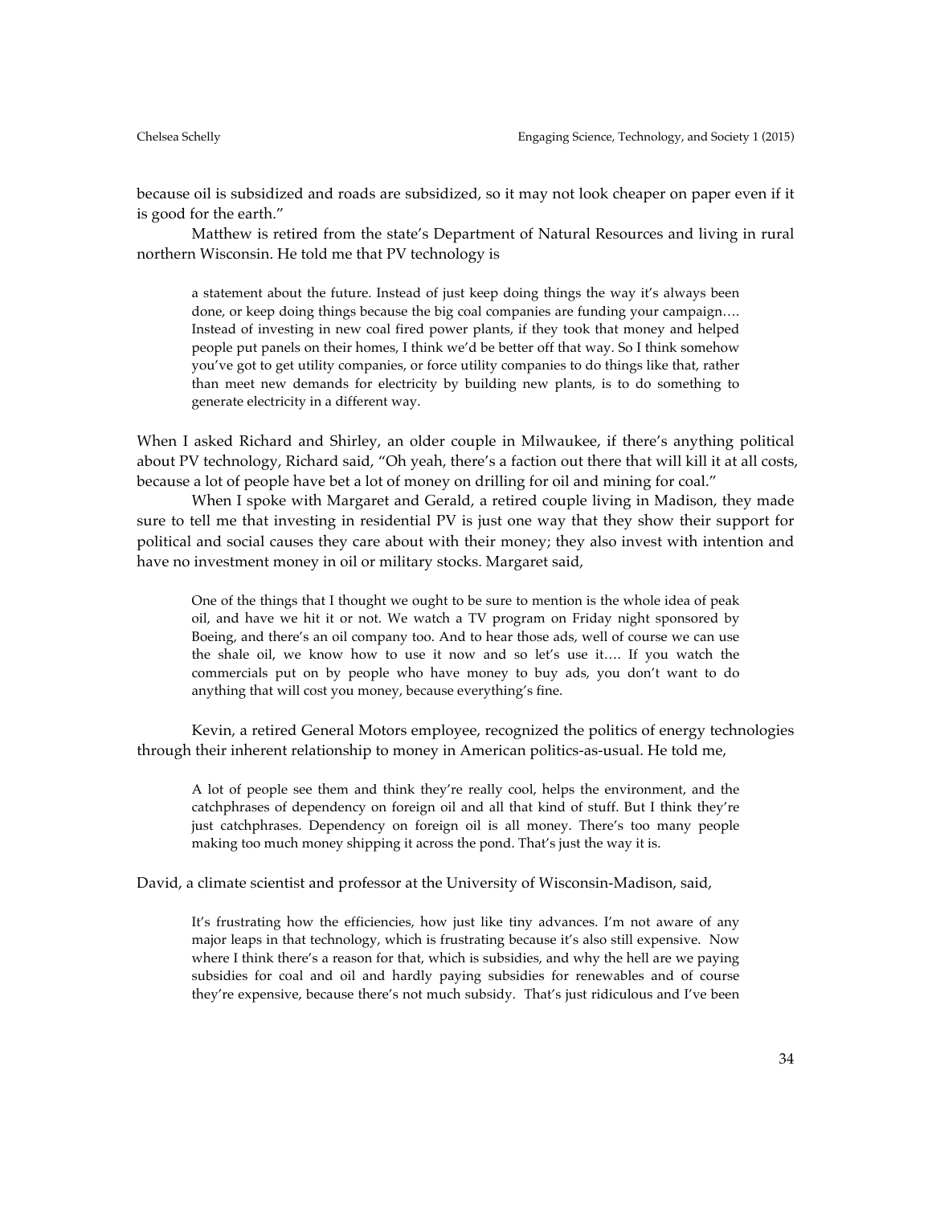because oil is subsidized and roads are subsidized, so it may not look cheaper on paper even if it is good for the earth."

Matthew is retired from the state's Department of Natural Resources and living in rural northern Wisconsin. He told me that PV technology is

> a statement about the future. Instead of just keep doing things the way it's always been done, or keep doing things because the big coal companies are funding your campaign…. Instead of investing in new coal fired power plants, if they took that money and helped people put panels on their homes, I think we'd be better off that way. So I think somehow you've got to get utility companies, or force utility companies to do things like that, rather than meet new demands for electricity by building new plants, is to do something to generate electricity in a different way.

When I asked Richard and Shirley, an older couple in Milwaukee, if there's anything political about PV technology, Richard said, "Oh yeah, there's a faction out there that will kill it at all costs, because a lot of people have bet a lot of money on drilling for oil and mining for coal."

When I spoke with Margaret and Gerald, a retired couple living in Madison, they made sure to tell me that investing in residential PV is just one way that they show their support for political and social causes they care about with their money; they also invest with intention and have no investment money in oil or military stocks. Margaret said,

> One of the things that I thought we ought to be sure to mention is the whole idea of peak oil, and have we hit it or not. We watch a TV program on Friday night sponsored by Boeing, and there's an oil company too. And to hear those ads, well of course we can use the shale oil, we know how to use it now and so let's use it…. If you watch the commercials put on by people who have money to buy ads, you don't want to do anything that will cost you money, because everything's fine.

Kevin, a retired General Motors employee, recognized the politics of energy technologies through their inherent relationship to money in American politics-as-usual. He told me,

> A lot of people see them and think they're really cool, helps the environment, and the catchphrases of dependency on foreign oil and all that kind of stuff. But I think they're just catchphrases. Dependency on foreign oil is all money. There's too many people making too much money shipping it across the pond. That's just the way it is.

David, a climate scientist and professor at the University of Wisconsin-Madison, said,

> It's frustrating how the efficiencies, how just like tiny advances. I'm not aware of any major leaps in that technology, which is frustrating because it's also still expensive. Now where I think there's a reason for that, which is subsidies, and why the hell are we paying subsidies for coal and oil and hardly paying subsidies for renewables and of course they're expensive, because there's not much subsidy. That's just ridiculous and I've been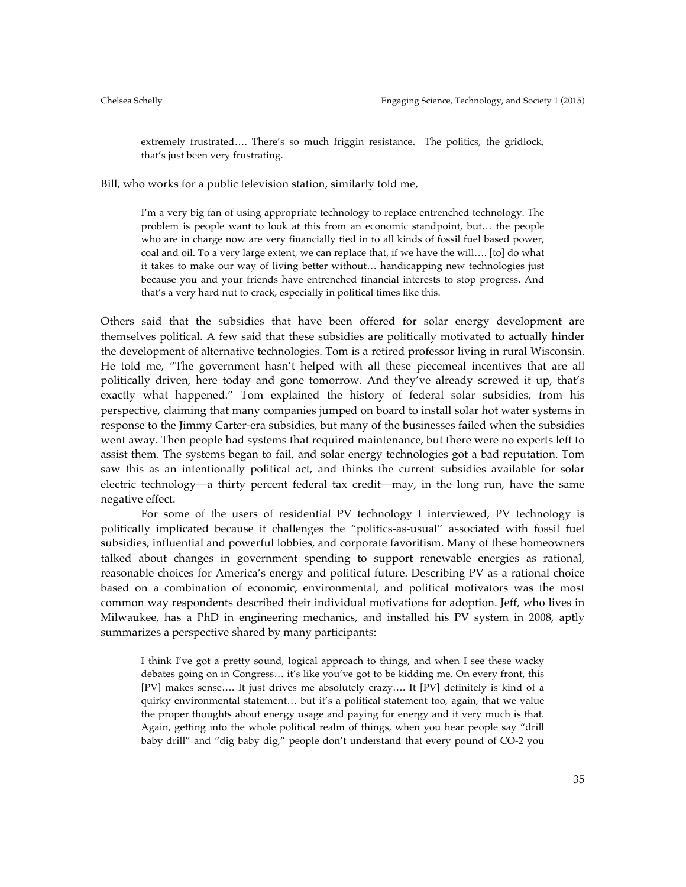> extremely frustrated…. There's so much friggin resistance. The politics, the gridlock, that's just been very frustrating.

Bill, who works for a public television station, similarly told me,

> I'm a very big fan of using appropriate technology to replace entrenched technology. The problem is people want to look at this from an economic standpoint, but… the people who are in charge now are very financially tied in to all kinds of fossil fuel based power, coal and oil. To a very large extent, we can replace that, if we have the will…. [to] do what it takes to make our way of living better without… handicapping new technologies just because you and your friends have entrenched financial interests to stop progress. And that's a very hard nut to crack, especially in political times like this.

Others said that the subsidies that have been offered for solar energy development are themselves political. A few said that these subsidies are politically motivated to actually hinder the development of alternative technologies. Tom is a retired professor living in rural Wisconsin. He told me, "The government hasn't helped with all these piecemeal incentives that are all politically driven, here today and gone tomorrow. And they've already screwed it up, that's exactly what happened." Tom explained the history of federal solar subsidies, from his perspective, claiming that many companies jumped on board to install solar hot water systems in response to the Jimmy Carter-era subsidies, but many of the businesses failed when the subsidies went away. Then people had systems that required maintenance, but there were no experts left to assist them. The systems began to fail, and solar energy technologies got a bad reputation. Tom saw this as an intentionally political act, and thinks the current subsidies available for solar electric technology—a thirty percent federal tax credit—may, in the long run, have the same negative effect.

For some of the users of residential PV technology I interviewed, PV technology is politically implicated because it challenges the "politics-as-usual" associated with fossil fuel subsidies, influential and powerful lobbies, and corporate favoritism. Many of these homeowners talked about changes in government spending to support renewable energies as rational, reasonable choices for America's energy and political future. Describing PV as a rational choice based on a combination of economic, environmental, and political motivators was the most common way respondents described their individual motivations for adoption. Jeff, who lives in Milwaukee, has a PhD in engineering mechanics, and installed his PV system in 2008, aptly summarizes a perspective shared by many participants:

> I think I've got a pretty sound, logical approach to things, and when I see these wacky debates going on in Congress… it's like you've got to be kidding me. On every front, this [PV] makes sense…. It just drives me absolutely crazy…. It [PV] definitely is kind of a quirky environmental statement… but it's a political statement too, again, that we value the proper thoughts about energy usage and paying for energy and it very much is that. Again, getting into the whole political realm of things, when you hear people say "drill baby drill" and "dig baby dig," people don't understand that every pound of CO-2 you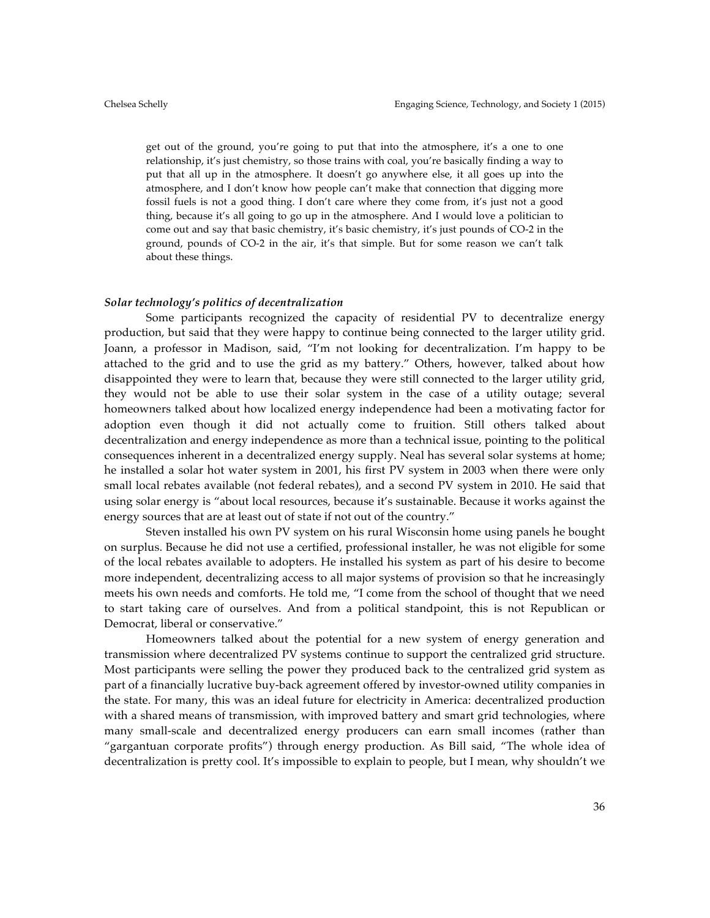> get out of the ground, you're going to put that into the atmosphere, it's a one to one relationship, it's just chemistry, so those trains with coal, you're basically finding a way to put that all up in the atmosphere. It doesn't go anywhere else, it all goes up into the atmosphere, and I don't know how people can't make that connection that digging more fossil fuels is not a good thing. I don't care where they come from, it's just not a good thing, because it's all going to go up in the atmosphere. And I would love a politician to come out and say that basic chemistry, it's basic chemistry, it's just pounds of CO-2 in the ground, pounds of CO-2 in the air, it's that simple. But for some reason we can't talk about these things.

### *Solar technology's politics of decentralization*

Some participants recognized the capacity of residential PV to decentralize energy production, but said that they were happy to continue being connected to the larger utility grid. Joann, a professor in Madison, said, "I'm not looking for decentralization. I'm happy to be attached to the grid and to use the grid as my battery." Others, however, talked about how disappointed they were to learn that, because they were still connected to the larger utility grid, they would not be able to use their solar system in the case of a utility outage; several homeowners talked about how localized energy independence had been a motivating factor for adoption even though it did not actually come to fruition. Still others talked about decentralization and energy independence as more than a technical issue, pointing to the political consequences inherent in a decentralized energy supply. Neal has several solar systems at home; he installed a solar hot water system in 2001, his first PV system in 2003 when there were only small local rebates available (not federal rebates), and a second PV system in 2010. He said that using solar energy is "about local resources, because it's sustainable. Because it works against the energy sources that are at least out of state if not out of the country."

Steven installed his own PV system on his rural Wisconsin home using panels he bought on surplus. Because he did not use a certified, professional installer, he was not eligible for some of the local rebates available to adopters. He installed his system as part of his desire to become more independent, decentralizing access to all major systems of provision so that he increasingly meets his own needs and comforts. He told me, "I come from the school of thought that we need to start taking care of ourselves. And from a political standpoint, this is not Republican or Democrat, liberal or conservative."

Homeowners talked about the potential for a new system of energy generation and transmission where decentralized PV systems continue to support the centralized grid structure. Most participants were selling the power they produced back to the centralized grid system as part of a financially lucrative buy-back agreement offered by investor-owned utility companies in the state. For many, this was an ideal future for electricity in America: decentralized production with a shared means of transmission, with improved battery and smart grid technologies, where many small-scale and decentralized energy producers can earn small incomes (rather than "gargantuan corporate profits") through energy production. As Bill said, "The whole idea of decentralization is pretty cool. It's impossible to explain to people, but I mean, why shouldn't we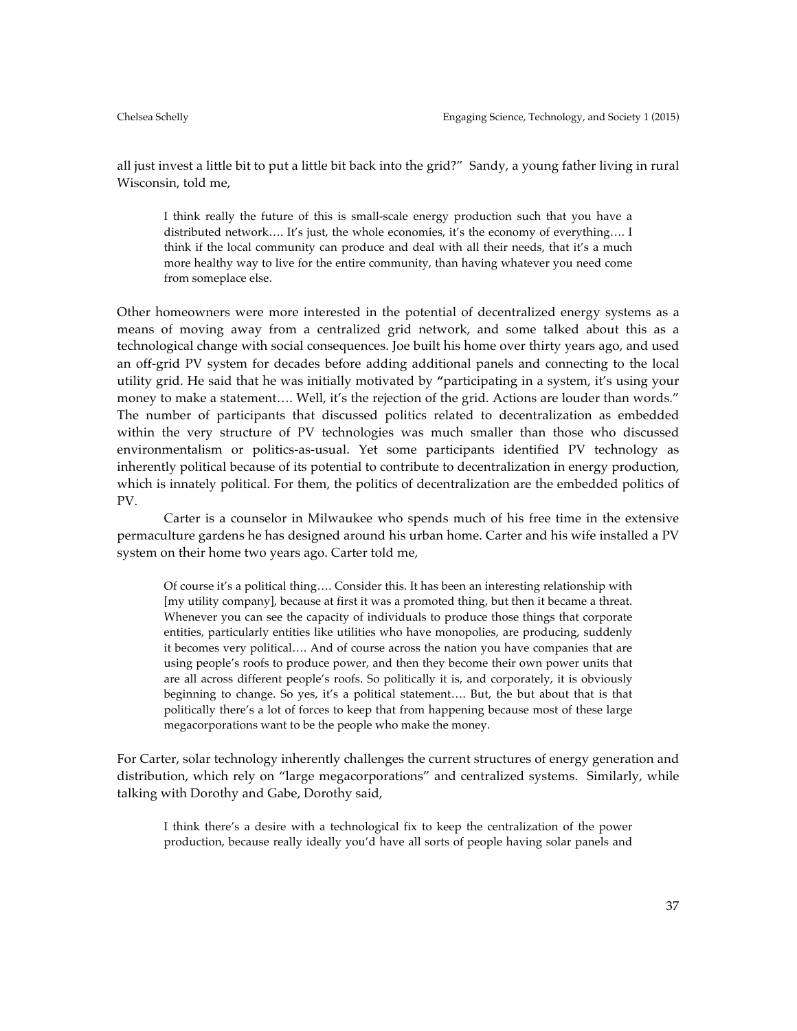all just invest a little bit to put a little bit back into the grid?" Sandy, a young father living in rural Wisconsin, told me,

> I think really the future of this is small-scale energy production such that you have a distributed network…. It's just, the whole economies, it's the economy of everything…. I think if the local community can produce and deal with all their needs, that it's a much more healthy way to live for the entire community, than having whatever you need come from someplace else.

Other homeowners were more interested in the potential of decentralized energy systems as a means of moving away from a centralized grid network, and some talked about this as a technological change with social consequences. Joe built his home over thirty years ago, and used an off-grid PV system for decades before adding additional panels and connecting to the local utility grid. He said that he was initially motivated by "participating in a system, it's using your money to make a statement…. Well, it's the rejection of the grid. Actions are louder than words." The number of participants that discussed politics related to decentralization as embedded within the very structure of PV technologies was much smaller than those who discussed environmentalism or politics-as-usual. Yet some participants identified PV technology as inherently political because of its potential to contribute to decentralization in energy production, which is innately political. For them, the politics of decentralization are the embedded politics of PV.

Carter is a counselor in Milwaukee who spends much of his free time in the extensive permaculture gardens he has designed around his urban home. Carter and his wife installed a PV system on their home two years ago. Carter told me,

> Of course it's a political thing…. Consider this. It has been an interesting relationship with [my utility company], because at first it was a promoted thing, but then it became a threat. Whenever you can see the capacity of individuals to produce those things that corporate entities, particularly entities like utilities who have monopolies, are producing, suddenly it becomes very political…. And of course across the nation you have companies that are using people's roofs to produce power, and then they become their own power units that are all across different people's roofs. So politically it is, and corporately, it is obviously beginning to change. So yes, it's a political statement…. But, the but about that is that politically there's a lot of forces to keep that from happening because most of these large megacorporations want to be the people who make the money.

For Carter, solar technology inherently challenges the current structures of energy generation and distribution, which rely on "large megacorporations" and centralized systems. Similarly, while talking with Dorothy and Gabe, Dorothy said,

> I think there's a desire with a technological fix to keep the centralization of the power production, because really ideally you'd have all sorts of people having solar panels and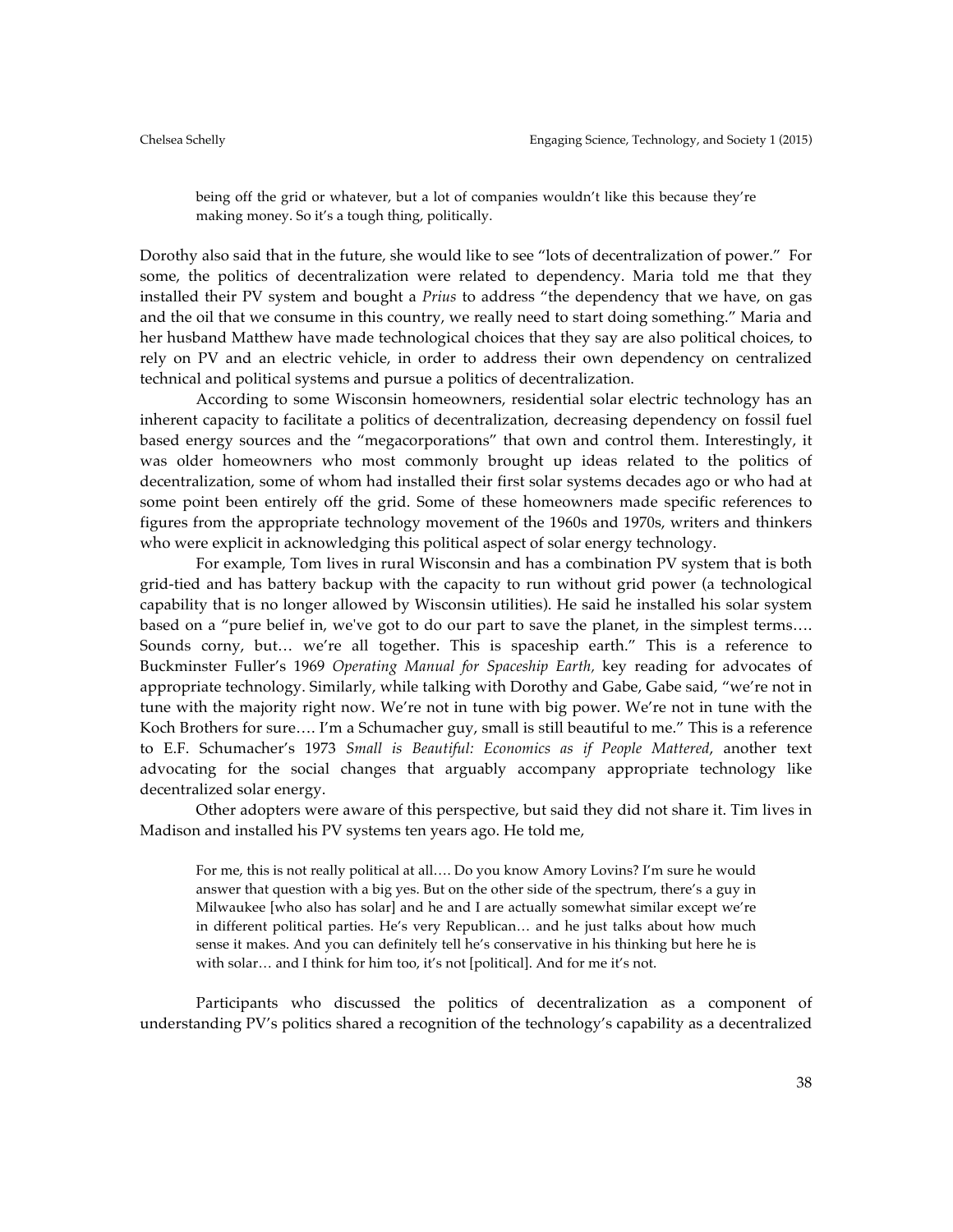> being off the grid or whatever, but a lot of companies wouldn't like this because they're making money. So it's a tough thing, politically.

Dorothy also said that in the future, she would like to see "lots of decentralization of power." For some, the politics of decentralization were related to dependency. Maria told me that they installed their PV system and bought a *Prius* to address "the dependency that we have, on gas and the oil that we consume in this country, we really need to start doing something." Maria and her husband Matthew have made technological choices that they say are also political choices, to rely on PV and an electric vehicle, in order to address their own dependency on centralized technical and political systems and pursue a politics of decentralization.

According to some Wisconsin homeowners, residential solar electric technology has an inherent capacity to facilitate a politics of decentralization, decreasing dependency on fossil fuel based energy sources and the "megacorporations" that own and control them. Interestingly, it was older homeowners who most commonly brought up ideas related to the politics of decentralization, some of whom had installed their first solar systems decades ago or who had at some point been entirely off the grid. Some of these homeowners made specific references to figures from the appropriate technology movement of the 1960s and 1970s, writers and thinkers who were explicit in acknowledging this political aspect of solar energy technology.

For example, Tom lives in rural Wisconsin and has a combination PV system that is both grid-tied and has battery backup with the capacity to run without grid power (a technological capability that is no longer allowed by Wisconsin utilities). He said he installed his solar system based on a "pure belief in, we've got to do our part to save the planet, in the simplest terms…. Sounds corny, but… we're all together. This is spaceship earth." This is a reference to Buckminster Fuller's 1969 *Operating Manual for Spaceship Earth,* key reading for advocates of appropriate technology. Similarly, while talking with Dorothy and Gabe, Gabe said, "we're not in tune with the majority right now. We're not in tune with big power. We're not in tune with the Koch Brothers for sure…. I'm a Schumacher guy, small is still beautiful to me." This is a reference to E.F. Schumacher's 1973 *Small is Beautiful: Economics as if People Mattered*, another text advocating for the social changes that arguably accompany appropriate technology like decentralized solar energy.

Other adopters were aware of this perspective, but said they did not share it. Tim lives in Madison and installed his PV systems ten years ago. He told me,

> For me, this is not really political at all…. Do you know Amory Lovins? I'm sure he would answer that question with a big yes. But on the other side of the spectrum, there's a guy in Milwaukee [who also has solar] and he and I are actually somewhat similar except we're in different political parties. He's very Republican… and he just talks about how much sense it makes. And you can definitely tell he's conservative in his thinking but here he is with solar… and I think for him too, it's not [political]. And for me it's not.

Participants who discussed the politics of decentralization as a component of understanding PV's politics shared a recognition of the technology's capability as a decentralized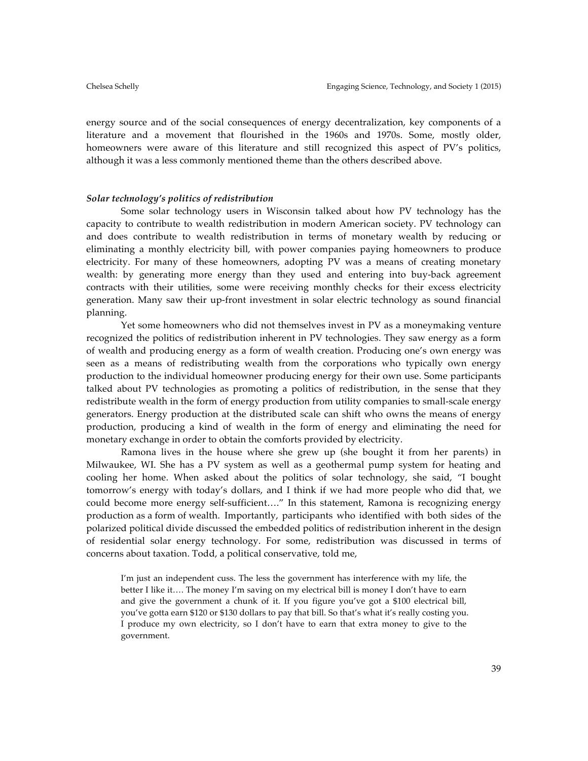energy source and of the social consequences of energy decentralization, key components of a literature and a movement that flourished in the 1960s and 1970s. Some, mostly older, homeowners were aware of this literature and still recognized this aspect of PV's politics, although it was a less commonly mentioned theme than the others described above.

### *Solar technology's politics of redistribution*

Some solar technology users in Wisconsin talked about how PV technology has the capacity to contribute to wealth redistribution in modern American society. PV technology can and does contribute to wealth redistribution in terms of monetary wealth by reducing or eliminating a monthly electricity bill, with power companies paying homeowners to produce electricity. For many of these homeowners, adopting PV was a means of creating monetary wealth: by generating more energy than they used and entering into buy-back agreement contracts with their utilities, some were receiving monthly checks for their excess electricity generation. Many saw their up-front investment in solar electric technology as sound financial planning.

Yet some homeowners who did not themselves invest in PV as a moneymaking venture recognized the politics of redistribution inherent in PV technologies. They saw energy as a form of wealth and producing energy as a form of wealth creation. Producing one's own energy was seen as a means of redistributing wealth from the corporations who typically own energy production to the individual homeowner producing energy for their own use. Some participants talked about PV technologies as promoting a politics of redistribution, in the sense that they redistribute wealth in the form of energy production from utility companies to small-scale energy generators. Energy production at the distributed scale can shift who owns the means of energy production, producing a kind of wealth in the form of energy and eliminating the need for monetary exchange in order to obtain the comforts provided by electricity.

Ramona lives in the house where she grew up (she bought it from her parents) in Milwaukee, WI. She has a PV system as well as a geothermal pump system for heating and cooling her home. When asked about the politics of solar technology, she said, "I bought tomorrow's energy with today's dollars, and I think if we had more people who did that, we could become more energy self-sufficient…." In this statement, Ramona is recognizing energy production as a form of wealth. Importantly, participants who identified with both sides of the polarized political divide discussed the embedded politics of redistribution inherent in the design of residential solar energy technology. For some, redistribution was discussed in terms of concerns about taxation. Todd, a political conservative, told me,

> I'm just an independent cuss. The less the government has interference with my life, the better I like it…. The money I'm saving on my electrical bill is money I don't have to earn and give the government a chunk of it. If you figure you've got a $100 electrical bill, you've gotta earn $120 or $130 dollars to pay that bill. So that's what it's really costing you. I produce my own electricity, so I don't have to earn that extra money to give to the government.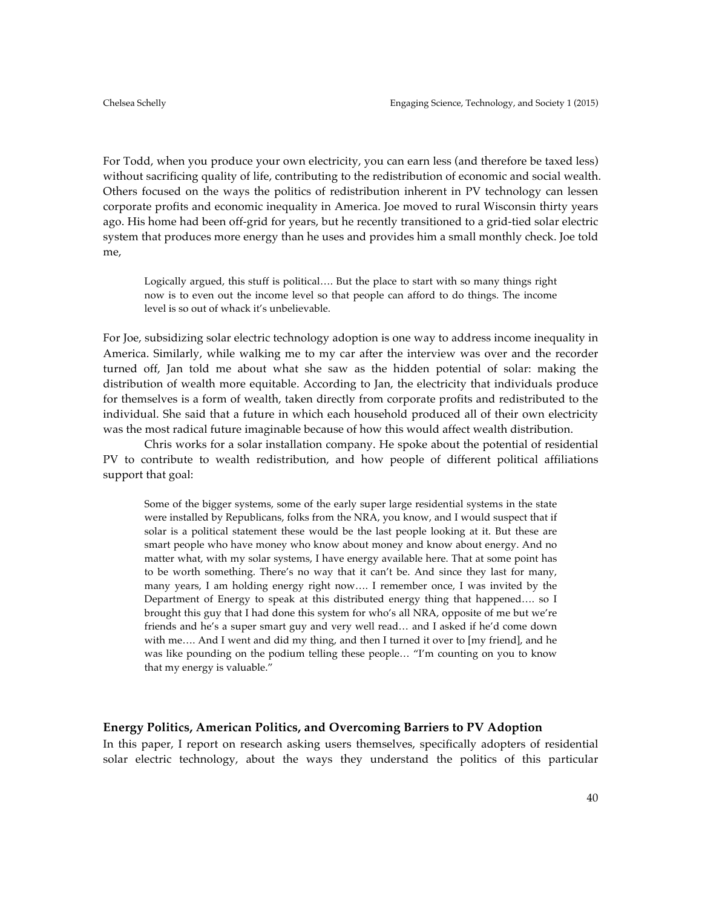For Todd, when you produce your own electricity, you can earn less (and therefore be taxed less) without sacrificing quality of life, contributing to the redistribution of economic and social wealth. Others focused on the ways the politics of redistribution inherent in PV technology can lessen corporate profits and economic inequality in America. Joe moved to rural Wisconsin thirty years ago. His home had been off-grid for years, but he recently transitioned to a grid-tied solar electric system that produces more energy than he uses and provides him a small monthly check. Joe told me,

> Logically argued, this stuff is political…. But the place to start with so many things right now is to even out the income level so that people can afford to do things. The income level is so out of whack it's unbelievable.

For Joe, subsidizing solar electric technology adoption is one way to address income inequality in America. Similarly, while walking me to my car after the interview was over and the recorder turned off, Jan told me about what she saw as the hidden potential of solar: making the distribution of wealth more equitable. According to Jan, the electricity that individuals produce for themselves is a form of wealth, taken directly from corporate profits and redistributed to the individual. She said that a future in which each household produced all of their own electricity was the most radical future imaginable because of how this would affect wealth distribution.

Chris works for a solar installation company. He spoke about the potential of residential PV to contribute to wealth redistribution, and how people of different political affiliations support that goal:

> Some of the bigger systems, some of the early super large residential systems in the state were installed by Republicans, folks from the NRA, you know, and I would suspect that if solar is a political statement these would be the last people looking at it. But these are smart people who have money who know about money and know about energy. And no matter what, with my solar systems, I have energy available here. That at some point has to be worth something. There's no way that it can't be. And since they last for many, many years, I am holding energy right now…. I remember once, I was invited by the Department of Energy to speak at this distributed energy thing that happened…. so I brought this guy that I had done this system for who's all NRA, opposite of me but we're friends and he's a super smart guy and very well read… and I asked if he'd come down with me…. And I went and did my thing, and then I turned it over to [my friend], and he was like pounding on the podium telling these people… "I'm counting on you to know that my energy is valuable."

## Energy Politics, American Politics, and Overcoming Barriers to PV Adoption

In this paper, I report on research asking users themselves, specifically adopters of residential solar electric technology, about the ways they understand the politics of this particular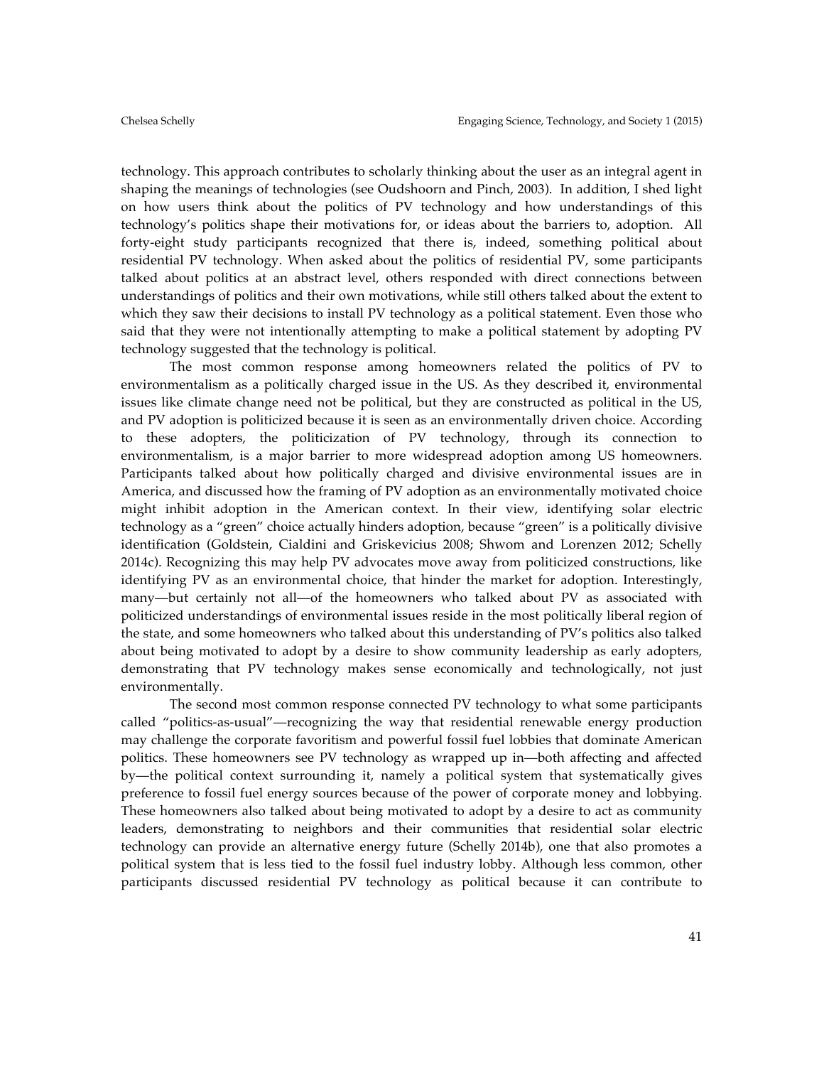technology. This approach contributes to scholarly thinking about the user as an integral agent in shaping the meanings of technologies (see Oudshoorn and Pinch, 2003). In addition, I shed light on how users think about the politics of PV technology and how understandings of this technology's politics shape their motivations for, or ideas about the barriers to, adoption. All forty-eight study participants recognized that there is, indeed, something political about residential PV technology. When asked about the politics of residential PV, some participants talked about politics at an abstract level, others responded with direct connections between understandings of politics and their own motivations, while still others talked about the extent to which they saw their decisions to install PV technology as a political statement. Even those who said that they were not intentionally attempting to make a political statement by adopting PV technology suggested that the technology is political.

The most common response among homeowners related the politics of PV to environmentalism as a politically charged issue in the US. As they described it, environmental issues like climate change need not be political, but they are constructed as political in the US, and PV adoption is politicized because it is seen as an environmentally driven choice. According to these adopters, the politicization of PV technology, through its connection to environmentalism, is a major barrier to more widespread adoption among US homeowners. Participants talked about how politically charged and divisive environmental issues are in America, and discussed how the framing of PV adoption as an environmentally motivated choice might inhibit adoption in the American context. In their view, identifying solar electric technology as a "green" choice actually hinders adoption, because "green" is a politically divisive identification (Goldstein, Cialdini and Griskevicius 2008; Shwom and Lorenzen 2012; Schelly 2014c). Recognizing this may help PV advocates move away from politicized constructions, like identifying PV as an environmental choice, that hinder the market for adoption. Interestingly, many—but certainly not all—of the homeowners who talked about PV as associated with politicized understandings of environmental issues reside in the most politically liberal region of the state, and some homeowners who talked about this understanding of PV's politics also talked about being motivated to adopt by a desire to show community leadership as early adopters, demonstrating that PV technology makes sense economically and technologically, not just environmentally.

The second most common response connected PV technology to what some participants called "politics-as-usual"—recognizing the way that residential renewable energy production may challenge the corporate favoritism and powerful fossil fuel lobbies that dominate American politics. These homeowners see PV technology as wrapped up in—both affecting and affected by—the political context surrounding it, namely a political system that systematically gives preference to fossil fuel energy sources because of the power of corporate money and lobbying. These homeowners also talked about being motivated to adopt by a desire to act as community leaders, demonstrating to neighbors and their communities that residential solar electric technology can provide an alternative energy future (Schelly 2014b), one that also promotes a political system that is less tied to the fossil fuel industry lobby. Although less common, other participants discussed residential PV technology as political because it can contribute to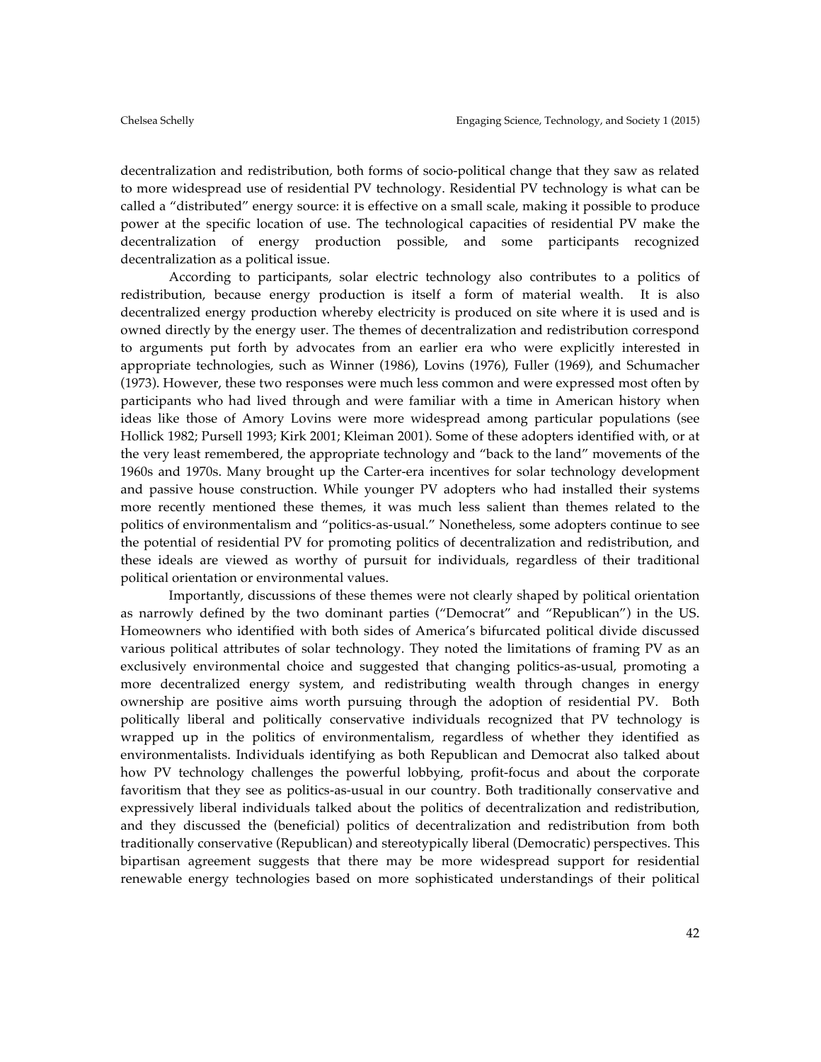decentralization and redistribution, both forms of socio-political change that they saw as related to more widespread use of residential PV technology. Residential PV technology is what can be called a "distributed" energy source: it is effective on a small scale, making it possible to produce power at the specific location of use. The technological capacities of residential PV make the decentralization of energy production possible, and some participants recognized decentralization as a political issue.

According to participants, solar electric technology also contributes to a politics of redistribution, because energy production is itself a form of material wealth. It is also decentralized energy production whereby electricity is produced on site where it is used and is owned directly by the energy user. The themes of decentralization and redistribution correspond to arguments put forth by advocates from an earlier era who were explicitly interested in appropriate technologies, such as Winner (1986), Lovins (1976), Fuller (1969), and Schumacher (1973). However, these two responses were much less common and were expressed most often by participants who had lived through and were familiar with a time in American history when ideas like those of Amory Lovins were more widespread among particular populations (see Hollick 1982; Pursell 1993; Kirk 2001; Kleiman 2001). Some of these adopters identified with, or at the very least remembered, the appropriate technology and "back to the land" movements of the 1960s and 1970s. Many brought up the Carter-era incentives for solar technology development and passive house construction. While younger PV adopters who had installed their systems more recently mentioned these themes, it was much less salient than themes related to the politics of environmentalism and "politics-as-usual." Nonetheless, some adopters continue to see the potential of residential PV for promoting politics of decentralization and redistribution, and these ideals are viewed as worthy of pursuit for individuals, regardless of their traditional political orientation or environmental values.

Importantly, discussions of these themes were not clearly shaped by political orientation as narrowly defined by the two dominant parties ("Democrat" and "Republican") in the US. Homeowners who identified with both sides of America's bifurcated political divide discussed various political attributes of solar technology. They noted the limitations of framing PV as an exclusively environmental choice and suggested that changing politics-as-usual, promoting a more decentralized energy system, and redistributing wealth through changes in energy ownership are positive aims worth pursuing through the adoption of residential PV. Both politically liberal and politically conservative individuals recognized that PV technology is wrapped up in the politics of environmentalism, regardless of whether they identified as environmentalists. Individuals identifying as both Republican and Democrat also talked about how PV technology challenges the powerful lobbying, profit-focus and about the corporate favoritism that they see as politics-as-usual in our country. Both traditionally conservative and expressively liberal individuals talked about the politics of decentralization and redistribution, and they discussed the (beneficial) politics of decentralization and redistribution from both traditionally conservative (Republican) and stereotypically liberal (Democratic) perspectives. This bipartisan agreement suggests that there may be more widespread support for residential renewable energy technologies based on more sophisticated understandings of their political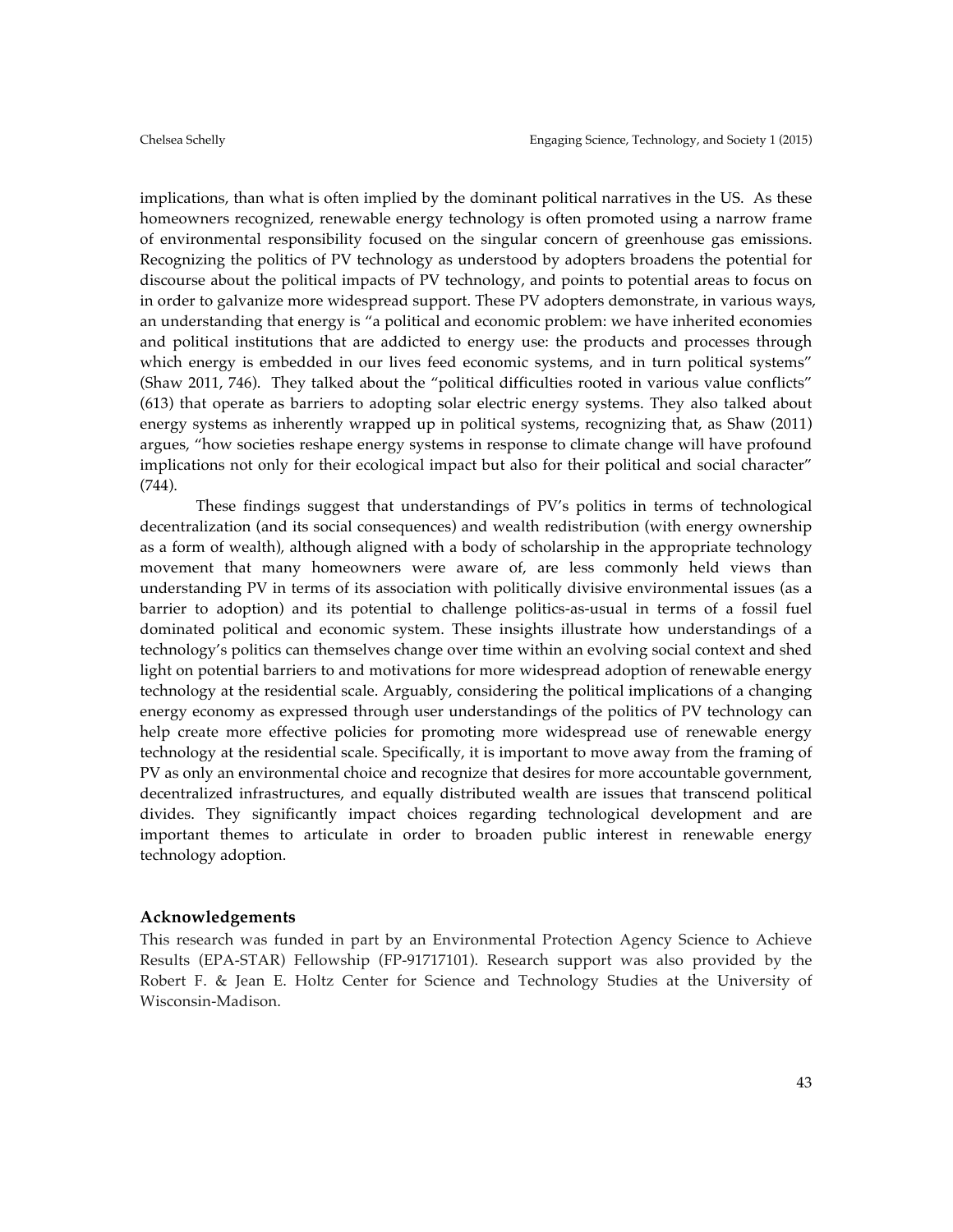implications, than what is often implied by the dominant political narratives in the US. As these homeowners recognized, renewable energy technology is often promoted using a narrow frame of environmental responsibility focused on the singular concern of greenhouse gas emissions. Recognizing the politics of PV technology as understood by adopters broadens the potential for discourse about the political impacts of PV technology, and points to potential areas to focus on in order to galvanize more widespread support. These PV adopters demonstrate, in various ways, an understanding that energy is "a political and economic problem: we have inherited economies and political institutions that are addicted to energy use: the products and processes through which energy is embedded in our lives feed economic systems, and in turn political systems" (Shaw 2011, 746). They talked about the "political difficulties rooted in various value conflicts" (613) that operate as barriers to adopting solar electric energy systems. They also talked about energy systems as inherently wrapped up in political systems, recognizing that, as Shaw (2011) argues, "how societies reshape energy systems in response to climate change will have profound implications not only for their ecological impact but also for their political and social character" (744).

These findings suggest that understandings of PV's politics in terms of technological decentralization (and its social consequences) and wealth redistribution (with energy ownership as a form of wealth), although aligned with a body of scholarship in the appropriate technology movement that many homeowners were aware of, are less commonly held views than understanding PV in terms of its association with politically divisive environmental issues (as a barrier to adoption) and its potential to challenge politics-as-usual in terms of a fossil fuel dominated political and economic system. These insights illustrate how understandings of a technology's politics can themselves change over time within an evolving social context and shed light on potential barriers to and motivations for more widespread adoption of renewable energy technology at the residential scale. Arguably, considering the political implications of a changing energy economy as expressed through user understandings of the politics of PV technology can help create more effective policies for promoting more widespread use of renewable energy technology at the residential scale. Specifically, it is important to move away from the framing of PV as only an environmental choice and recognize that desires for more accountable government, decentralized infrastructures, and equally distributed wealth are issues that transcend political divides. They significantly impact choices regarding technological development and are important themes to articulate in order to broaden public interest in renewable energy technology adoption.

### Acknowledgements

This research was funded in part by an Environmental Protection Agency Science to Achieve Results (EPA-STAR) Fellowship (FP-91717101). Research support was also provided by the Robert F. & Jean E. Holtz Center for Science and Technology Studies at the University of Wisconsin-Madison.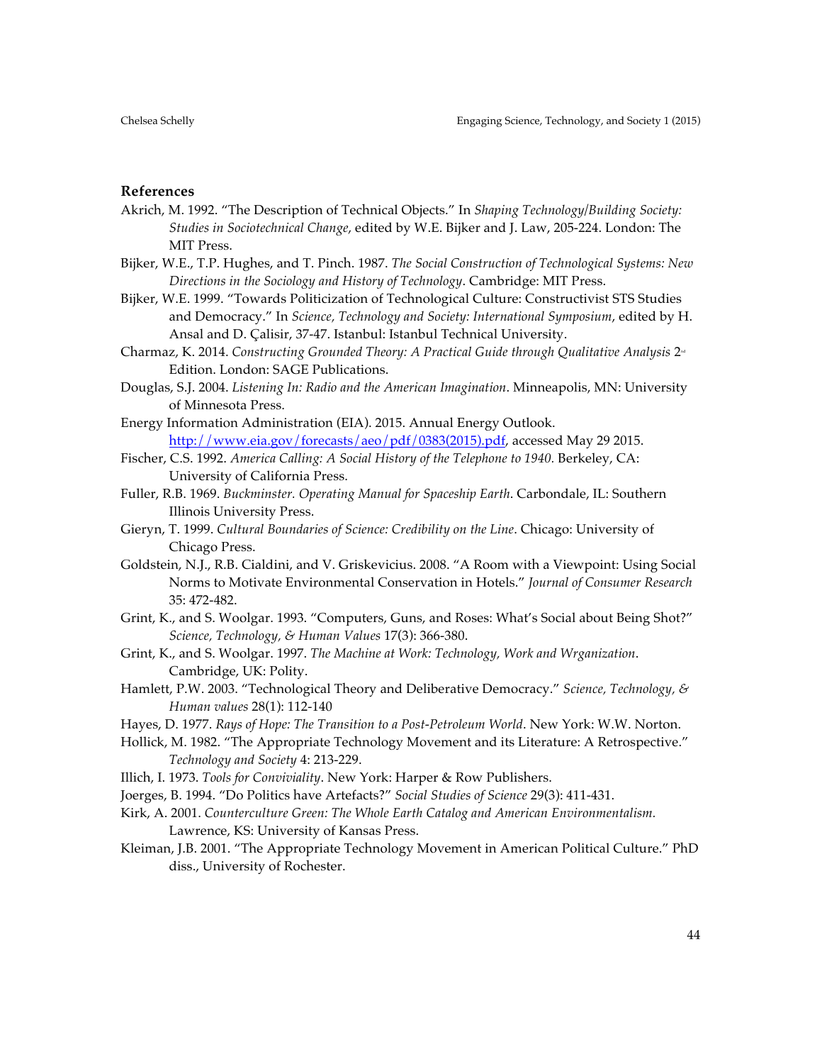## References

Akrich, M. 1992. "The Description of Technical Objects." In *Shaping Technology/Building Society: Studies in Sociotechnical Change*, edited by W.E. Bijker and J. Law, 205-224. London: The MIT Press.

Bijker, W.E., T.P. Hughes, and T. Pinch. 1987. *The Social Construction of Technological Systems: New Directions in the Sociology and History of Technology*. Cambridge: MIT Press.

Bijker, W.E. 1999. "Towards Politicization of Technological Culture: Constructivist STS Studies and Democracy." In *Science, Technology and Society: International Symposium*, edited by H. Ansal and D. Çalisir, 37-47. Istanbul: Istanbul Technical University.

Charmaz, K. 2014. *Constructing Grounded Theory: A Practical Guide through Qualitative Analysis* 2nd Edition. London: SAGE Publications.

Douglas, S.J. 2004. *Listening In: Radio and the American Imagination*. Minneapolis, MN: University of Minnesota Press.

Energy Information Administration (EIA). 2015. Annual Energy Outlook. http://www.eia.gov/forecasts/aeo/pdf/0383(2015).pdf, accessed May 29 2015.

Fischer, C.S. 1992. *America Calling: A Social History of the Telephone to 1940*. Berkeley, CA: University of California Press.

Fuller, R.B. 1969. *Buckminster. Operating Manual for Spaceship Earth*. Carbondale, IL: Southern Illinois University Press.

Gieryn, T. 1999. *Cultural Boundaries of Science: Credibility on the Line*. Chicago: University of Chicago Press.

Goldstein, N.J., R.B. Cialdini, and V. Griskevicius. 2008. "A Room with a Viewpoint: Using Social Norms to Motivate Environmental Conservation in Hotels." *Journal of Consumer Research* 35: 472-482.

Grint, K., and S. Woolgar. 1993. "Computers, Guns, and Roses: What's Social about Being Shot?" *Science, Technology, & Human Values* 17(3): 366-380.

Grint, K., and S. Woolgar. 1997. *The Machine at Work: Technology, Work and Wrganization*. Cambridge, UK: Polity.

Hamlett, P.W. 2003. "Technological Theory and Deliberative Democracy." *Science, Technology, & Human values* 28(1): 112-140

Hayes, D. 1977. *Rays of Hope: The Transition to a Post-Petroleum World*. New York: W.W. Norton.

Hollick, M. 1982. "The Appropriate Technology Movement and its Literature: A Retrospective." *Technology and Society* 4: 213-229.

Illich, I. 1973. *Tools for Conviviality*. New York: Harper & Row Publishers.

Joerges, B. 1994. "Do Politics have Artefacts?" *Social Studies of Science* 29(3): 411-431.

Kirk, A. 2001. *Counterculture Green: The Whole Earth Catalog and American Environmentalism*. Lawrence, KS: University of Kansas Press.

Kleiman, J.B. 2001. "The Appropriate Technology Movement in American Political Culture." PhD diss., University of Rochester.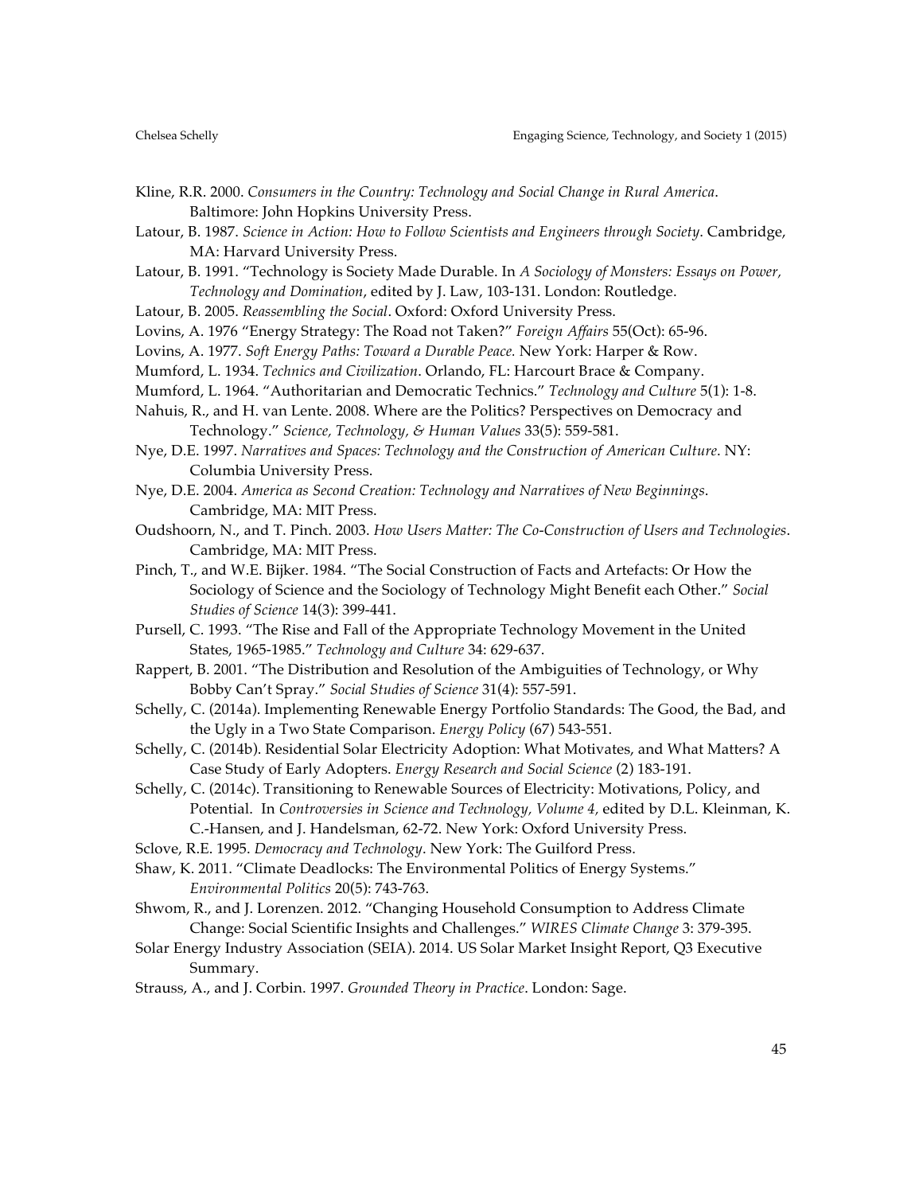Kline, R.R. 2000. *Consumers in the Country: Technology and Social Change in Rural America*. Baltimore: John Hopkins University Press.

Latour, B. 1987. *Science in Action: How to Follow Scientists and Engineers through Society*. Cambridge, MA: Harvard University Press.

Latour, B. 1991. "Technology is Society Made Durable. In *A Sociology of Monsters: Essays on Power, Technology and Domination*, edited by J. Law, 103-131. London: Routledge.

Latour, B. 2005. *Reassembling the Social*. Oxford: Oxford University Press.

Lovins, A. 1976 "Energy Strategy: The Road not Taken?" *Foreign Affairs* 55(Oct): 65-96.

Lovins, A. 1977. *Soft Energy Paths: Toward a Durable Peace.* New York: Harper & Row.

Mumford, L. 1934. *Technics and Civilization*. Orlando, FL: Harcourt Brace & Company.

Mumford, L. 1964. "Authoritarian and Democratic Technics." *Technology and Culture* 5(1): 1-8.

Nahuis, R., and H. van Lente. 2008. Where are the Politics? Perspectives on Democracy and Technology." *Science, Technology, & Human Values* 33(5): 559-581.

Nye, D.E. 1997. *Narratives and Spaces: Technology and the Construction of American Culture*. NY: Columbia University Press.

Nye, D.E. 2004. *America as Second Creation: Technology and Narratives of New Beginnings*. Cambridge, MA: MIT Press.

Oudshoorn, N., and T. Pinch. 2003. *How Users Matter: The Co-Construction of Users and Technologies*. Cambridge, MA: MIT Press.

Pinch, T., and W.E. Bijker. 1984. "The Social Construction of Facts and Artefacts: Or How the Sociology of Science and the Sociology of Technology Might Benefit each Other." *Social Studies of Science* 14(3): 399-441.

Pursell, C. 1993. "The Rise and Fall of the Appropriate Technology Movement in the United States, 1965-1985." *Technology and Culture* 34: 629-637.

Rappert, B. 2001. "The Distribution and Resolution of the Ambiguities of Technology, or Why Bobby Can't Spray." *Social Studies of Science* 31(4): 557-591.

Schelly, C. (2014a). Implementing Renewable Energy Portfolio Standards: The Good, the Bad, and the Ugly in a Two State Comparison. *Energy Policy* (67) 543-551.

Schelly, C. (2014b). Residential Solar Electricity Adoption: What Motivates, and What Matters? A Case Study of Early Adopters. *Energy Research and Social Science* (2) 183-191.

Schelly, C. (2014c). Transitioning to Renewable Sources of Electricity: Motivations, Policy, and Potential. In *Controversies in Science and Technology, Volume 4,* edited by D.L. Kleinman, K. C.-Hansen, and J. Handelsman, 62-72. New York: Oxford University Press.

Sclove, R.E. 1995. *Democracy and Technology*. New York: The Guilford Press.

Shaw, K. 2011. "Climate Deadlocks: The Environmental Politics of Energy Systems." *Environmental Politics* 20(5): 743-763.

Shwom, R., and J. Lorenzen. 2012. "Changing Household Consumption to Address Climate Change: Social Scientific Insights and Challenges." *WIRES Climate Change* 3: 379-395.

Solar Energy Industry Association (SEIA). 2014. US Solar Market Insight Report, Q3 Executive Summary.

Strauss, A., and J. Corbin. 1997. *Grounded Theory in Practice*. London: Sage.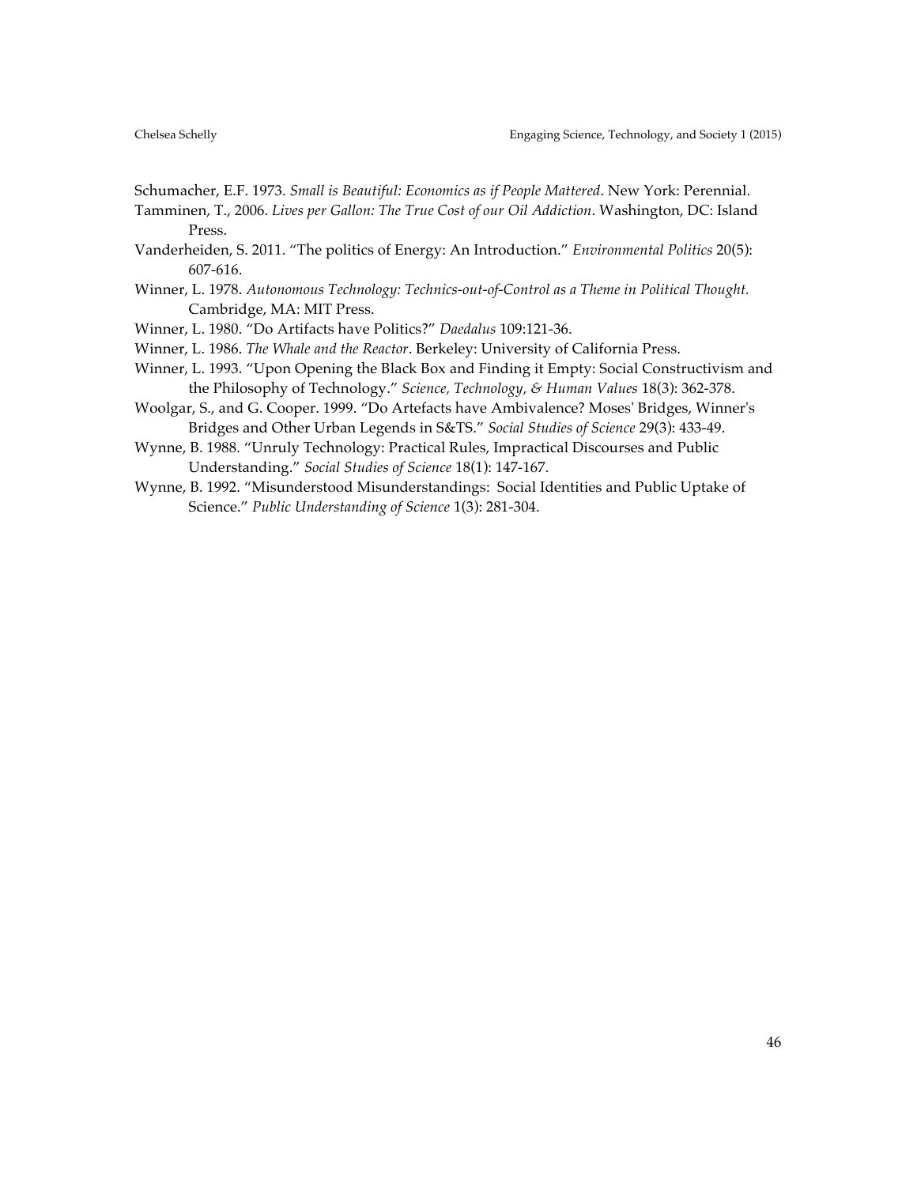Schumacher, E.F. 1973. *Small is Beautiful: Economics as if People Mattered*. New York: Perennial.

Tamminen, T., 2006. *Lives per Gallon: The True Cost of our Oil Addiction*. Washington, DC: Island Press.

Vanderheiden, S. 2011. "The politics of Energy: An Introduction." *Environmental Politics* 20(5): 607-616.

Winner, L. 1978. *Autonomous Technology: Technics-out-of-Control as a Theme in Political Thought.* Cambridge, MA: MIT Press.

Winner, L. 1980. "Do Artifacts have Politics?" *Daedalus* 109:121-36.

Winner, L. 1986. *The Whale and the Reactor*. Berkeley: University of California Press.

Winner, L. 1993. "Upon Opening the Black Box and Finding it Empty: Social Constructivism and the Philosophy of Technology." *Science, Technology, & Human Values* 18(3): 362-378.

Woolgar, S., and G. Cooper. 1999. "Do Artefacts have Ambivalence? Moses' Bridges, Winner's Bridges and Other Urban Legends in S&TS." *Social Studies of Science* 29(3): 433-49.

Wynne, B. 1988. "Unruly Technology: Practical Rules, Impractical Discourses and Public Understanding." *Social Studies of Science* 18(1): 147-167.

Wynne, B. 1992. "Misunderstood Misunderstandings: Social Identities and Public Uptake of Science." *Public Understanding of Science* 1(3): 281-304.